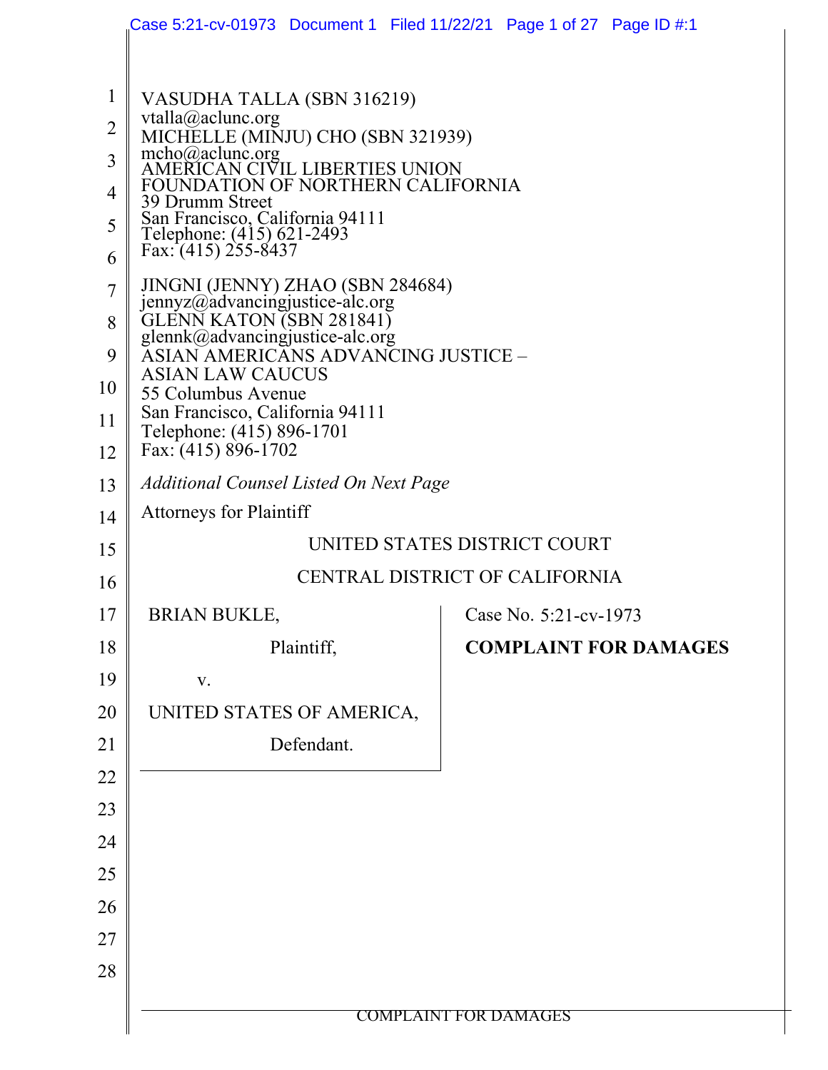VASUDHA TALLA (SBN 316219)
vtalla@aclunc.org
MICHELLE (MINJU) CHO (SBN 321939)
mcho@aclunc.org
AMERICAN CIVIL LIBERTIES UNION
FOUNDATION OF NORTHERN CALIFORNIA
39 Drumm Street
San Francisco, California 94111
Telephone: (415) 621-2493
Fax: (415) 255-8437

JINGNI (JENNY) ZHAO (SBN 284684)
jennyz@advancingjustice-alc.org
GLENN KATON (SBN 281841)
glennk@advancingjustice-alc.org
ASIAN AMERICANS ADVANCING JUSTICE –
ASIAN LAW CAUCUS
55 Columbus Avenue
San Francisco, California 94111
Telephone: (415) 896-1701
Fax: (415) 896-1702

*Additional Counsel Listed On Next Page*

Attorneys for Plaintiff

UNITED STATES DISTRICT COURT

CENTRAL DISTRICT OF CALIFORNIA

| | |
|---|---|
| BRIAN BUKLE,<br><br>Plaintiff,<br><br>v.<br><br>UNITED STATES OF AMERICA,<br><br>Defendant. | Case No. 5:21-cv-1973<br><br>**COMPLAINT FOR DAMAGES** |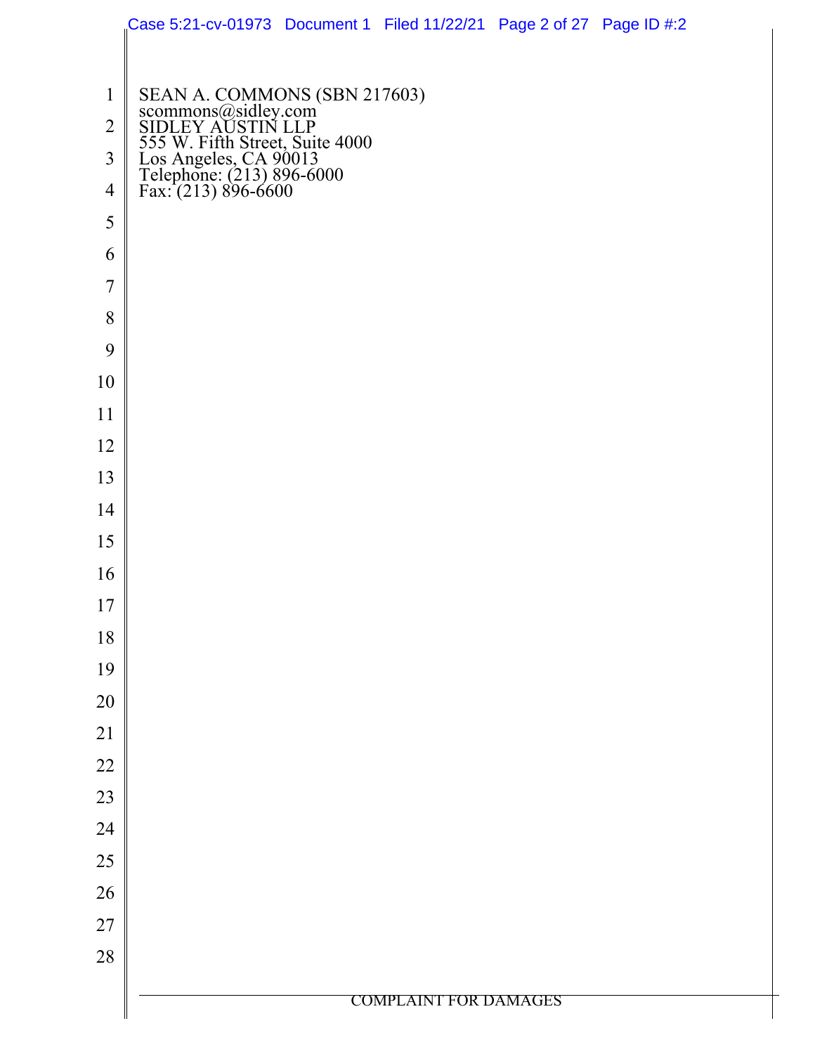SEAN A. COMMONS (SBN 217603)
scommons@sidley.com
SIDLEY AUSTIN LLP
555 W. Fifth Street, Suite 4000
Los Angeles, CA 90013
Telephone: (213) 896-6000
Fax: (213) 896-6600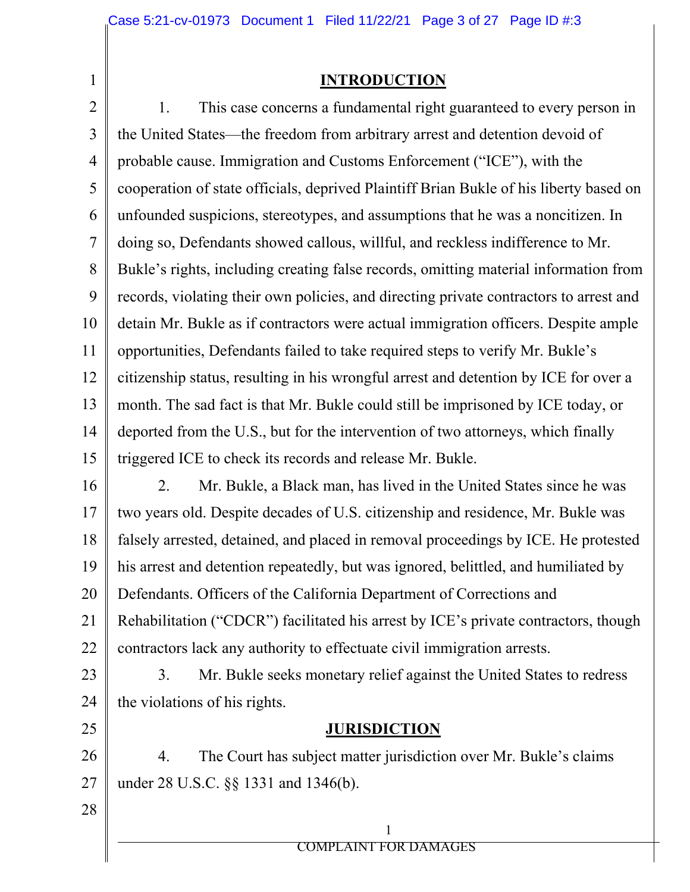## INTRODUCTION

1. This case concerns a fundamental right guaranteed to every person in the United States—the freedom from arbitrary arrest and detention devoid of probable cause. Immigration and Customs Enforcement ("ICE"), with the cooperation of state officials, deprived Plaintiff Brian Bukle of his liberty based on unfounded suspicions, stereotypes, and assumptions that he was a noncitizen. In doing so, Defendants showed callous, willful, and reckless indifference to Mr. Bukle's rights, including creating false records, omitting material information from records, violating their own policies, and directing private contractors to arrest and detain Mr. Bukle as if contractors were actual immigration officers. Despite ample opportunities, Defendants failed to take required steps to verify Mr. Bukle's citizenship status, resulting in his wrongful arrest and detention by ICE for over a month. The sad fact is that Mr. Bukle could still be imprisoned by ICE today, or deported from the U.S., but for the intervention of two attorneys, which finally triggered ICE to check its records and release Mr. Bukle.

2. Mr. Bukle, a Black man, has lived in the United States since he was two years old. Despite decades of U.S. citizenship and residence, Mr. Bukle was falsely arrested, detained, and placed in removal proceedings by ICE. He protested his arrest and detention repeatedly, but was ignored, belittled, and humiliated by Defendants. Officers of the California Department of Corrections and Rehabilitation ("CDCR") facilitated his arrest by ICE's private contractors, though contractors lack any authority to effectuate civil immigration arrests.

3. Mr. Bukle seeks monetary relief against the United States to redress the violations of his rights.

## JURISDICTION

4. The Court has subject matter jurisdiction over Mr. Bukle's claims under 28 U.S.C. §§ 1331 and 1346(b).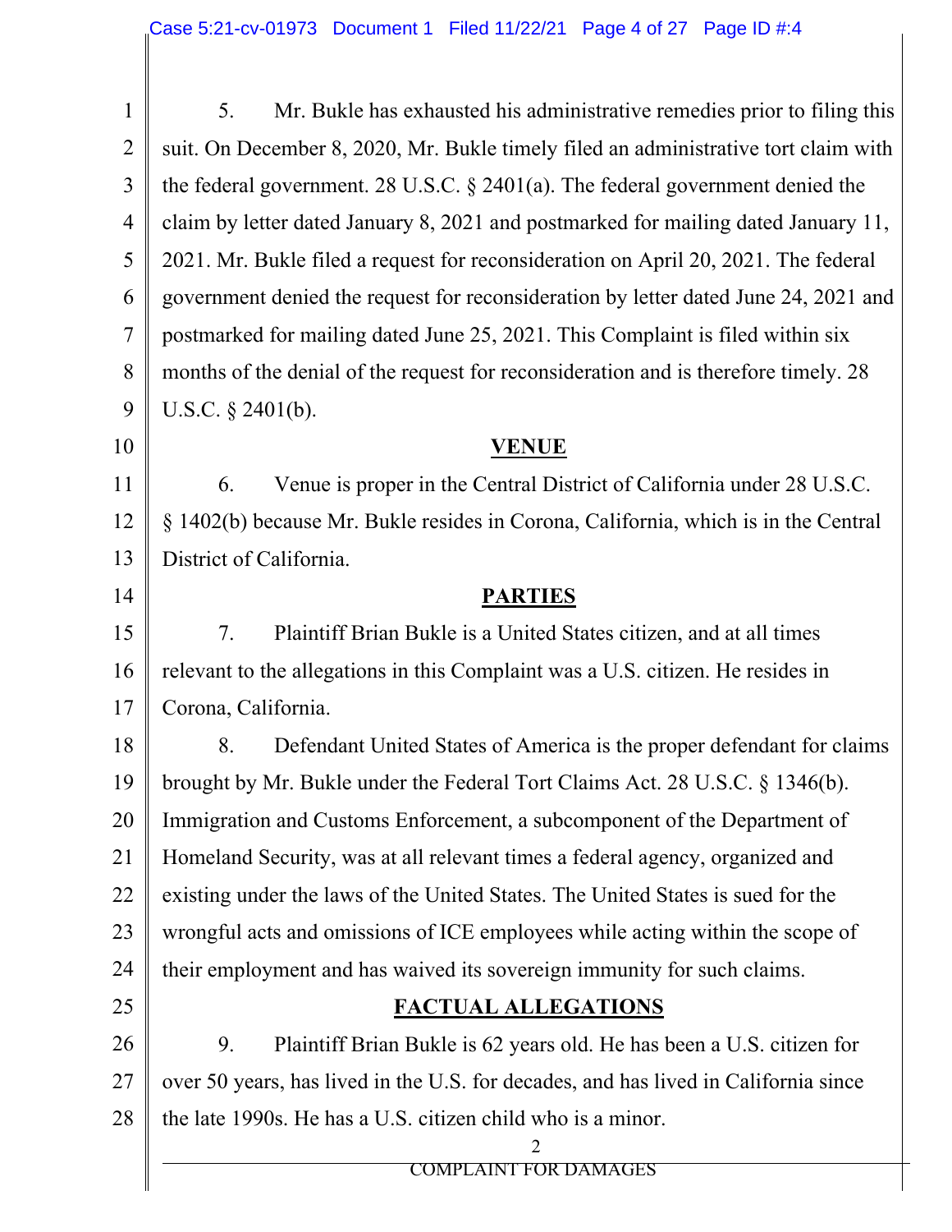5. Mr. Bukle has exhausted his administrative remedies prior to filing this suit. On December 8, 2020, Mr. Bukle timely filed an administrative tort claim with the federal government. 28 U.S.C. § 2401(a). The federal government denied the claim by letter dated January 8, 2021 and postmarked for mailing dated January 11, 2021. Mr. Bukle filed a request for reconsideration on April 20, 2021. The federal government denied the request for reconsideration by letter dated June 24, 2021 and postmarked for mailing dated June 25, 2021. This Complaint is filed within six months of the denial of the request for reconsideration and is therefore timely. 28 U.S.C. § 2401(b).

## VENUE

6. Venue is proper in the Central District of California under 28 U.S.C. § 1402(b) because Mr. Bukle resides in Corona, California, which is in the Central District of California.

## PARTIES

7. Plaintiff Brian Bukle is a United States citizen, and at all times relevant to the allegations in this Complaint was a U.S. citizen. He resides in Corona, California.

8. Defendant United States of America is the proper defendant for claims brought by Mr. Bukle under the Federal Tort Claims Act. 28 U.S.C. § 1346(b). Immigration and Customs Enforcement, a subcomponent of the Department of Homeland Security, was at all relevant times a federal agency, organized and existing under the laws of the United States. The United States is sued for the wrongful acts and omissions of ICE employees while acting within the scope of their employment and has waived its sovereign immunity for such claims.

## FACTUAL ALLEGATIONS

9. Plaintiff Brian Bukle is 62 years old. He has been a U.S. citizen for over 50 years, has lived in the U.S. for decades, and has lived in California since the late 1990s. He has a U.S. citizen child who is a minor.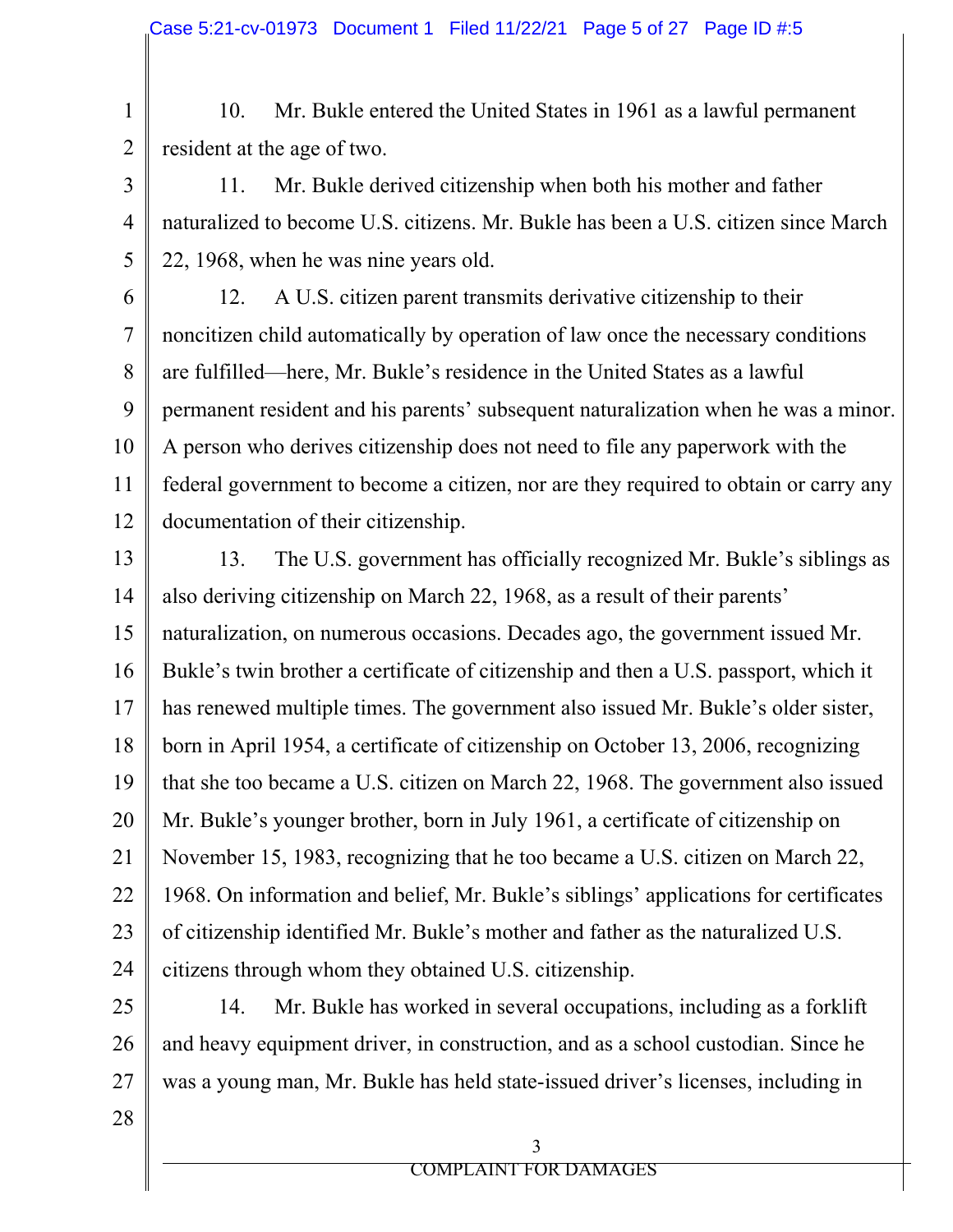10. Mr. Bukle entered the United States in 1961 as a lawful permanent resident at the age of two.

11. Mr. Bukle derived citizenship when both his mother and father naturalized to become U.S. citizens. Mr. Bukle has been a U.S. citizen since March 22, 1968, when he was nine years old.

12. A U.S. citizen parent transmits derivative citizenship to their noncitizen child automatically by operation of law once the necessary conditions are fulfilled—here, Mr. Bukle's residence in the United States as a lawful permanent resident and his parents' subsequent naturalization when he was a minor. A person who derives citizenship does not need to file any paperwork with the federal government to become a citizen, nor are they required to obtain or carry any documentation of their citizenship.

13. The U.S. government has officially recognized Mr. Bukle's siblings as also deriving citizenship on March 22, 1968, as a result of their parents' naturalization, on numerous occasions. Decades ago, the government issued Mr. Bukle's twin brother a certificate of citizenship and then a U.S. passport, which it has renewed multiple times. The government also issued Mr. Bukle's older sister, born in April 1954, a certificate of citizenship on October 13, 2006, recognizing that she too became a U.S. citizen on March 22, 1968. The government also issued Mr. Bukle's younger brother, born in July 1961, a certificate of citizenship on November 15, 1983, recognizing that he too became a U.S. citizen on March 22, 1968. On information and belief, Mr. Bukle's siblings' applications for certificates of citizenship identified Mr. Bukle's mother and father as the naturalized U.S. citizens through whom they obtained U.S. citizenship.

14. Mr. Bukle has worked in several occupations, including as a forklift and heavy equipment driver, in construction, and as a school custodian. Since he was a young man, Mr. Bukle has held state-issued driver's licenses, including in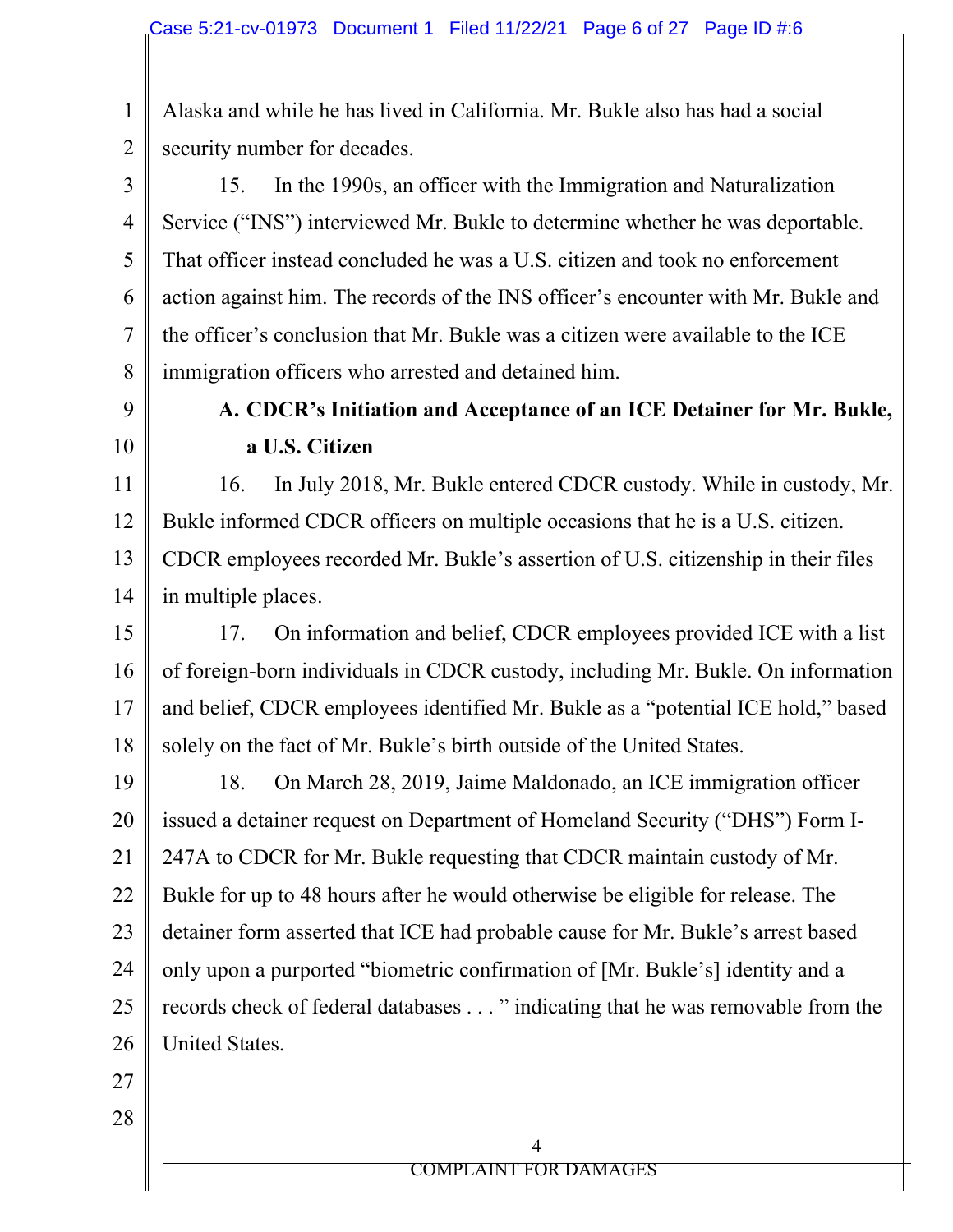Alaska and while he has lived in California. Mr. Bukle also has had a social security number for decades.

15. In the 1990s, an officer with the Immigration and Naturalization Service ("INS") interviewed Mr. Bukle to determine whether he was deportable. That officer instead concluded he was a U.S. citizen and took no enforcement action against him. The records of the INS officer's encounter with Mr. Bukle and the officer's conclusion that Mr. Bukle was a citizen were available to the ICE immigration officers who arrested and detained him.

### A. CDCR's Initiation and Acceptance of an ICE Detainer for Mr. Bukle, a U.S. Citizen

16. In July 2018, Mr. Bukle entered CDCR custody. While in custody, Mr. Bukle informed CDCR officers on multiple occasions that he is a U.S. citizen. CDCR employees recorded Mr. Bukle's assertion of U.S. citizenship in their files in multiple places.

17. On information and belief, CDCR employees provided ICE with a list of foreign-born individuals in CDCR custody, including Mr. Bukle. On information and belief, CDCR employees identified Mr. Bukle as a "potential ICE hold," based solely on the fact of Mr. Bukle's birth outside of the United States.

18. On March 28, 2019, Jaime Maldonado, an ICE immigration officer issued a detainer request on Department of Homeland Security ("DHS") Form I-247A to CDCR for Mr. Bukle requesting that CDCR maintain custody of Mr. Bukle for up to 48 hours after he would otherwise be eligible for release. The detainer form asserted that ICE had probable cause for Mr. Bukle's arrest based only upon a purported "biometric confirmation of [Mr. Bukle's] identity and a records check of federal databases . . . " indicating that he was removable from the United States.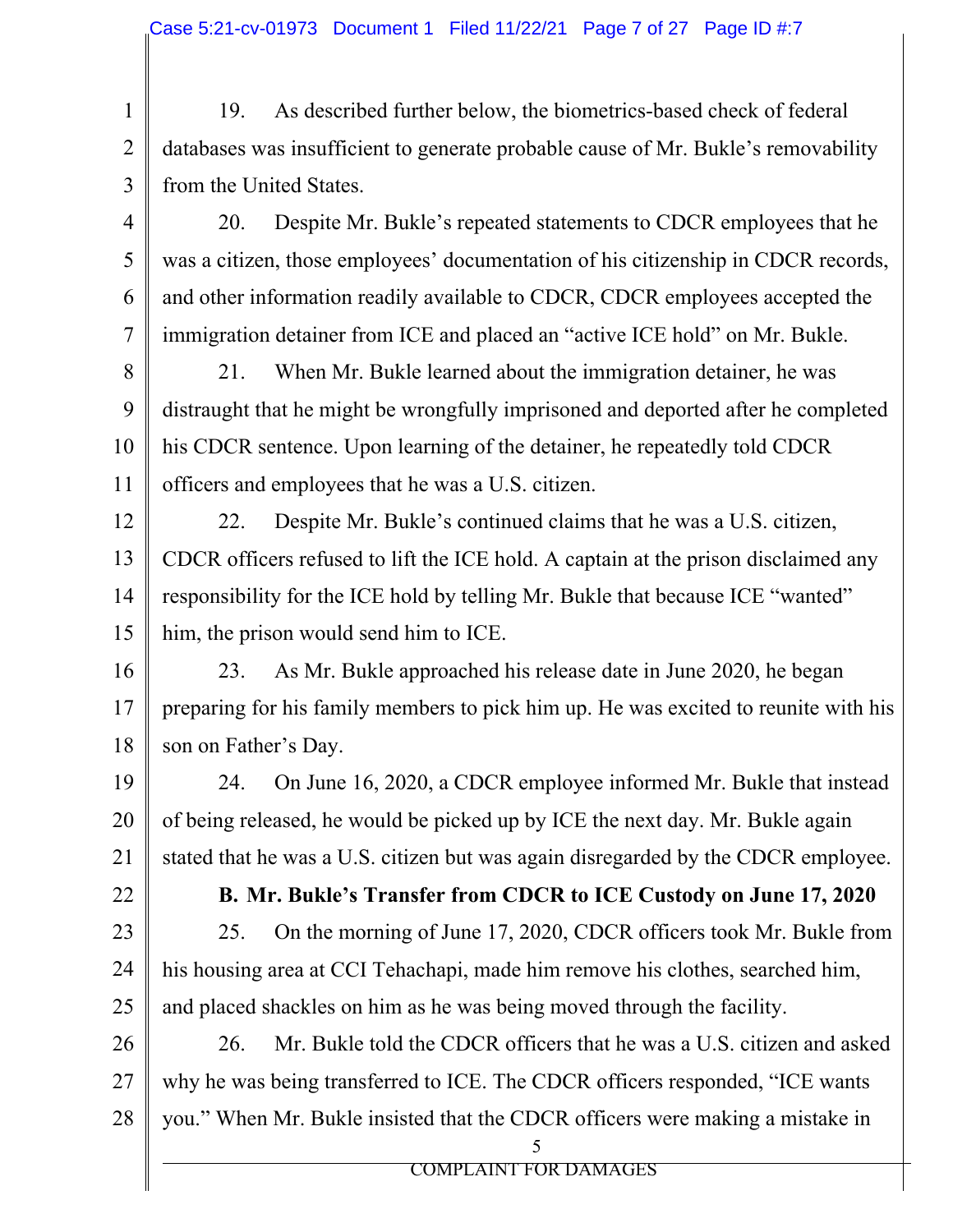19. As described further below, the biometrics-based check of federal databases was insufficient to generate probable cause of Mr. Bukle's removability from the United States.

20. Despite Mr. Bukle's repeated statements to CDCR employees that he was a citizen, those employees' documentation of his citizenship in CDCR records, and other information readily available to CDCR, CDCR employees accepted the immigration detainer from ICE and placed an "active ICE hold" on Mr. Bukle.

21. When Mr. Bukle learned about the immigration detainer, he was distraught that he might be wrongfully imprisoned and deported after he completed his CDCR sentence. Upon learning of the detainer, he repeatedly told CDCR officers and employees that he was a U.S. citizen.

22. Despite Mr. Bukle's continued claims that he was a U.S. citizen, CDCR officers refused to lift the ICE hold. A captain at the prison disclaimed any responsibility for the ICE hold by telling Mr. Bukle that because ICE "wanted" him, the prison would send him to ICE.

23. As Mr. Bukle approached his release date in June 2020, he began preparing for his family members to pick him up. He was excited to reunite with his son on Father's Day.

24. On June 16, 2020, a CDCR employee informed Mr. Bukle that instead of being released, he would be picked up by ICE the next day. Mr. Bukle again stated that he was a U.S. citizen but was again disregarded by the CDCR employee.

**B. Mr. Bukle's Transfer from CDCR to ICE Custody on June 17, 2020**

25. On the morning of June 17, 2020, CDCR officers took Mr. Bukle from his housing area at CCI Tehachapi, made him remove his clothes, searched him, and placed shackles on him as he was being moved through the facility.

26. Mr. Bukle told the CDCR officers that he was a U.S. citizen and asked why he was being transferred to ICE. The CDCR officers responded, "ICE wants you." When Mr. Bukle insisted that the CDCR officers were making a mistake in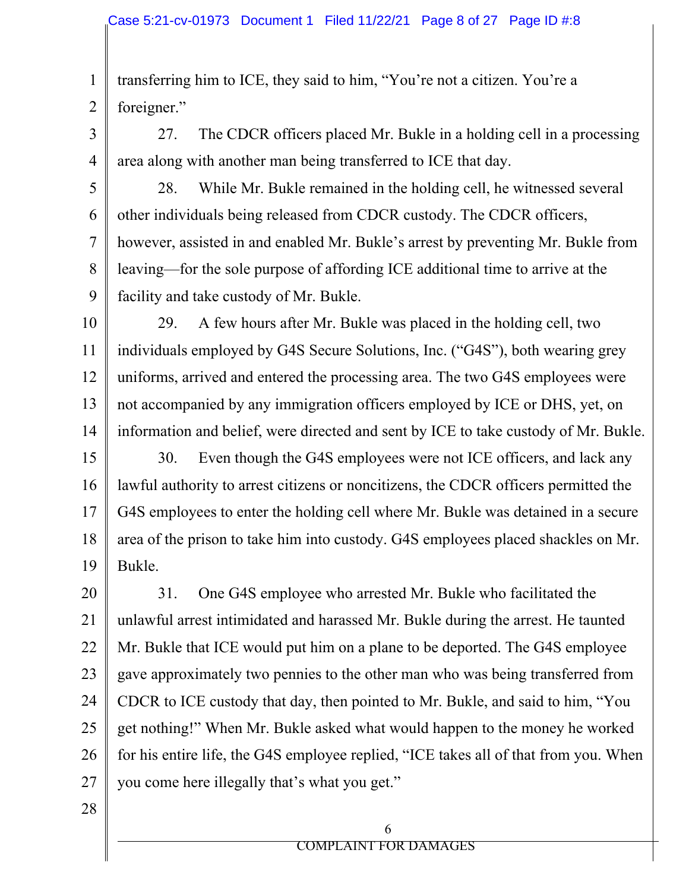transferring him to ICE, they said to him, "You're not a citizen. You're a foreigner."

27. The CDCR officers placed Mr. Bukle in a holding cell in a processing area along with another man being transferred to ICE that day.

28. While Mr. Bukle remained in the holding cell, he witnessed several other individuals being released from CDCR custody. The CDCR officers, however, assisted in and enabled Mr. Bukle's arrest by preventing Mr. Bukle from leaving—for the sole purpose of affording ICE additional time to arrive at the facility and take custody of Mr. Bukle.

29. A few hours after Mr. Bukle was placed in the holding cell, two individuals employed by G4S Secure Solutions, Inc. ("G4S"), both wearing grey uniforms, arrived and entered the processing area. The two G4S employees were not accompanied by any immigration officers employed by ICE or DHS, yet, on information and belief, were directed and sent by ICE to take custody of Mr. Bukle.

30. Even though the G4S employees were not ICE officers, and lack any lawful authority to arrest citizens or noncitizens, the CDCR officers permitted the G4S employees to enter the holding cell where Mr. Bukle was detained in a secure area of the prison to take him into custody. G4S employees placed shackles on Mr. Bukle.

31. One G4S employee who arrested Mr. Bukle who facilitated the unlawful arrest intimidated and harassed Mr. Bukle during the arrest. He taunted Mr. Bukle that ICE would put him on a plane to be deported. The G4S employee gave approximately two pennies to the other man who was being transferred from CDCR to ICE custody that day, then pointed to Mr. Bukle, and said to him, "You get nothing!" When Mr. Bukle asked what would happen to the money he worked for his entire life, the G4S employee replied, "ICE takes all of that from you. When you come here illegally that's what you get."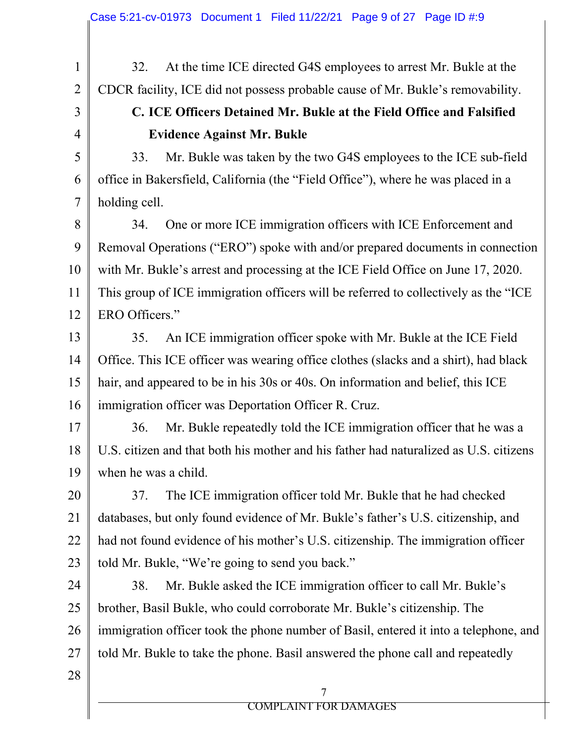32. At the time ICE directed G4S employees to arrest Mr. Bukle at the CDCR facility, ICE did not possess probable cause of Mr. Bukle's removability.

### C. ICE Officers Detained Mr. Bukle at the Field Office and Falsified Evidence Against Mr. Bukle

33. Mr. Bukle was taken by the two G4S employees to the ICE sub-field office in Bakersfield, California (the "Field Office"), where he was placed in a holding cell.

34. One or more ICE immigration officers with ICE Enforcement and Removal Operations ("ERO") spoke with and/or prepared documents in connection with Mr. Bukle's arrest and processing at the ICE Field Office on June 17, 2020. This group of ICE immigration officers will be referred to collectively as the "ICE ERO Officers."

35. An ICE immigration officer spoke with Mr. Bukle at the ICE Field Office. This ICE officer was wearing office clothes (slacks and a shirt), had black hair, and appeared to be in his 30s or 40s. On information and belief, this ICE immigration officer was Deportation Officer R. Cruz.

36. Mr. Bukle repeatedly told the ICE immigration officer that he was a U.S. citizen and that both his mother and his father had naturalized as U.S. citizens when he was a child.

37. The ICE immigration officer told Mr. Bukle that he had checked databases, but only found evidence of Mr. Bukle's father's U.S. citizenship, and had not found evidence of his mother's U.S. citizenship. The immigration officer told Mr. Bukle, "We're going to send you back."

38. Mr. Bukle asked the ICE immigration officer to call Mr. Bukle's brother, Basil Bukle, who could corroborate Mr. Bukle's citizenship. The immigration officer took the phone number of Basil, entered it into a telephone, and told Mr. Bukle to take the phone. Basil answered the phone call and repeatedly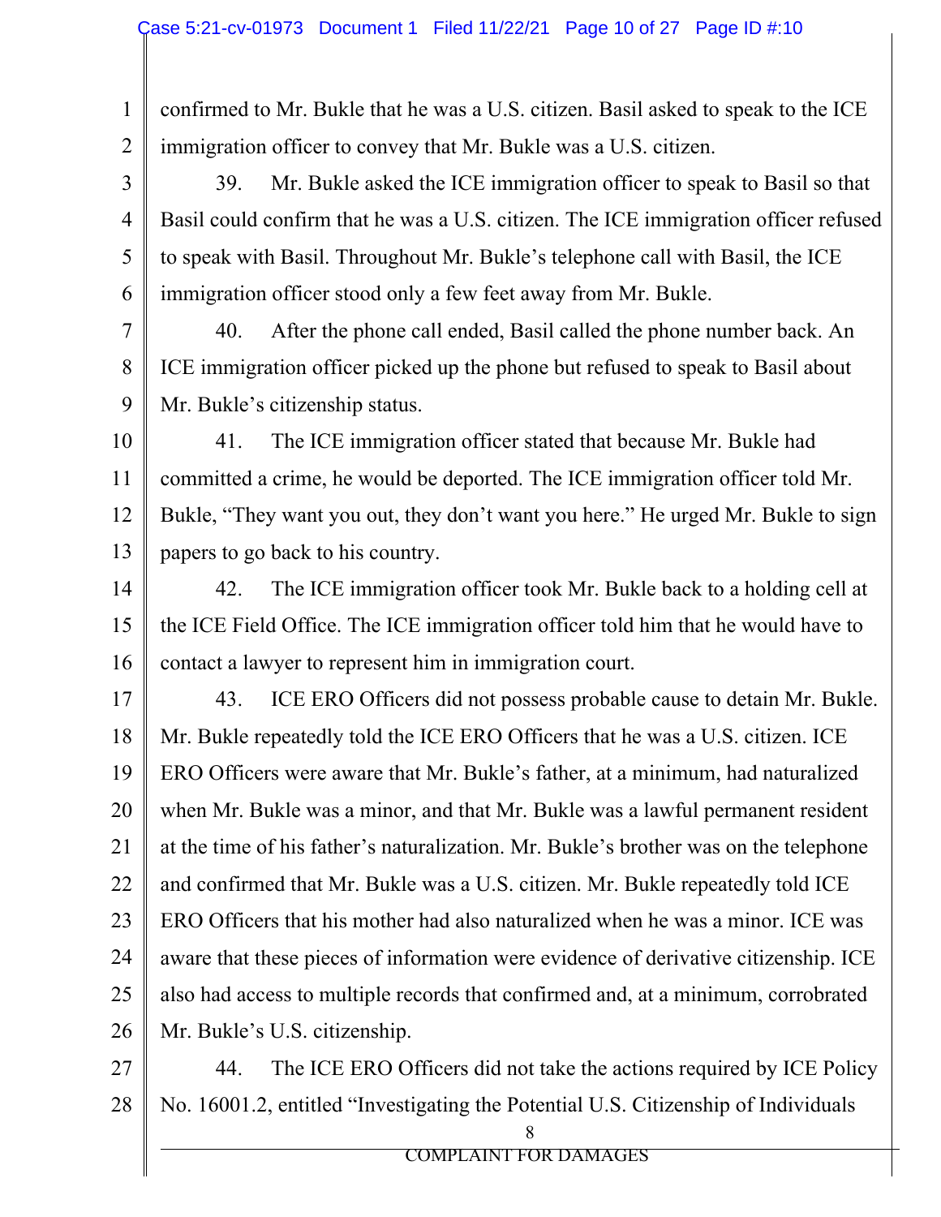confirmed to Mr. Bukle that he was a U.S. citizen. Basil asked to speak to the ICE immigration officer to convey that Mr. Bukle was a U.S. citizen.

39. Mr. Bukle asked the ICE immigration officer to speak to Basil so that Basil could confirm that he was a U.S. citizen. The ICE immigration officer refused to speak with Basil. Throughout Mr. Bukle's telephone call with Basil, the ICE immigration officer stood only a few feet away from Mr. Bukle.

40. After the phone call ended, Basil called the phone number back. An ICE immigration officer picked up the phone but refused to speak to Basil about Mr. Bukle's citizenship status.

41. The ICE immigration officer stated that because Mr. Bukle had committed a crime, he would be deported. The ICE immigration officer told Mr. Bukle, "They want you out, they don't want you here." He urged Mr. Bukle to sign papers to go back to his country.

42. The ICE immigration officer took Mr. Bukle back to a holding cell at the ICE Field Office. The ICE immigration officer told him that he would have to contact a lawyer to represent him in immigration court.

43. ICE ERO Officers did not possess probable cause to detain Mr. Bukle. Mr. Bukle repeatedly told the ICE ERO Officers that he was a U.S. citizen. ICE ERO Officers were aware that Mr. Bukle's father, at a minimum, had naturalized when Mr. Bukle was a minor, and that Mr. Bukle was a lawful permanent resident at the time of his father's naturalization. Mr. Bukle's brother was on the telephone and confirmed that Mr. Bukle was a U.S. citizen. Mr. Bukle repeatedly told ICE ERO Officers that his mother had also naturalized when he was a minor. ICE was aware that these pieces of information were evidence of derivative citizenship. ICE also had access to multiple records that confirmed and, at a minimum, corroborated Mr. Bukle's U.S. citizenship.

44. The ICE ERO Officers did not take the actions required by ICE Policy No. 16001.2, entitled "Investigating the Potential U.S. Citizenship of Individuals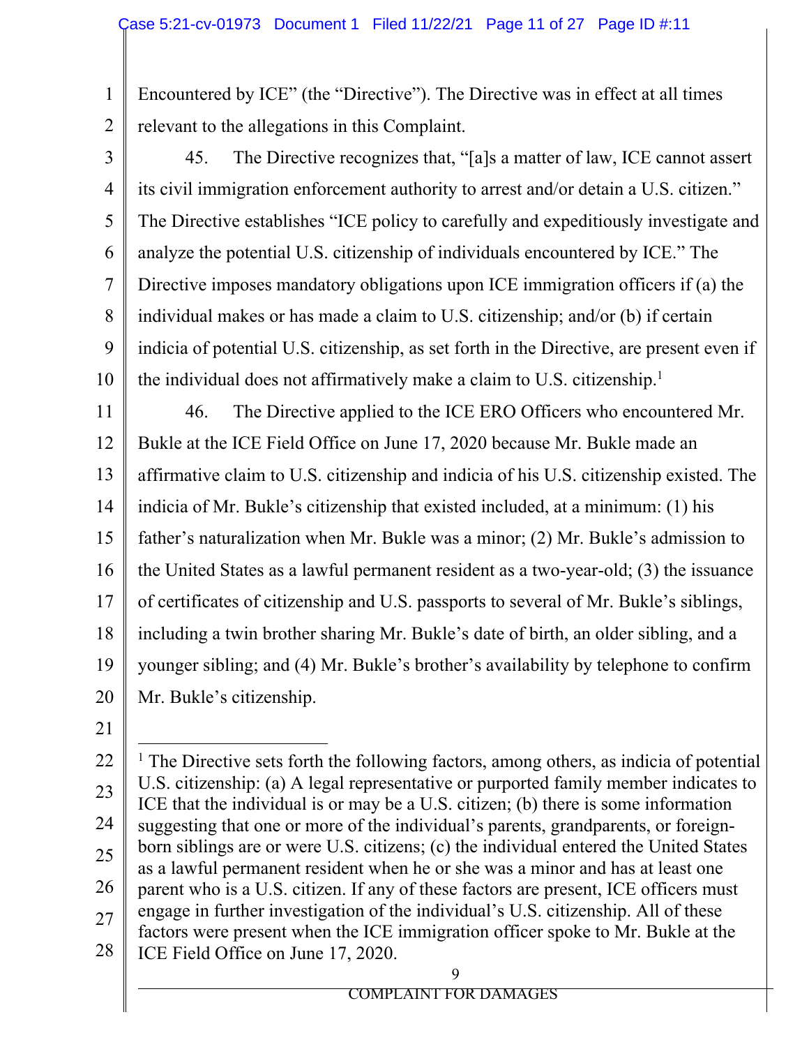Encountered by ICE" (the "Directive"). The Directive was in effect at all times relevant to the allegations in this Complaint.

45. The Directive recognizes that, "[a]s a matter of law, ICE cannot assert its civil immigration enforcement authority to arrest and/or detain a U.S. citizen." The Directive establishes "ICE policy to carefully and expeditiously investigate and analyze the potential U.S. citizenship of individuals encountered by ICE." The Directive imposes mandatory obligations upon ICE immigration officers if (a) the individual makes or has made a claim to U.S. citizenship; and/or (b) if certain indicia of potential U.S. citizenship, as set forth in the Directive, are present even if the individual does not affirmatively make a claim to U.S. citizenship.[1]

46. The Directive applied to the ICE ERO Officers who encountered Mr. Bukle at the ICE Field Office on June 17, 2020 because Mr. Bukle made an affirmative claim to U.S. citizenship and indicia of his U.S. citizenship existed. The indicia of Mr. Bukle's citizenship that existed included, at a minimum: (1) his father's naturalization when Mr. Bukle was a minor; (2) Mr. Bukle's admission to the United States as a lawful permanent resident as a two-year-old; (3) the issuance of certificates of citizenship and U.S. passports to several of Mr. Bukle's siblings, including a twin brother sharing Mr. Bukle's date of birth, an older sibling, and a younger sibling; and (4) Mr. Bukle's brother's availability by telephone to confirm Mr. Bukle's citizenship.

---

[1] The Directive sets forth the following factors, among others, as indicia of potential U.S. citizenship: (a) A legal representative or purported family member indicates to ICE that the individual is or may be a U.S. citizen; (b) there is some information suggesting that one or more of the individual's parents, grandparents, or foreign-born siblings are or were U.S. citizens; (c) the individual entered the United States as a lawful permanent resident when he or she was a minor and has at least one parent who is a U.S. citizen. If any of these factors are present, ICE officers must engage in further investigation of the individual's U.S. citizenship. All of these factors were present when the ICE immigration officer spoke to Mr. Bukle at the ICE Field Office on June 17, 2020.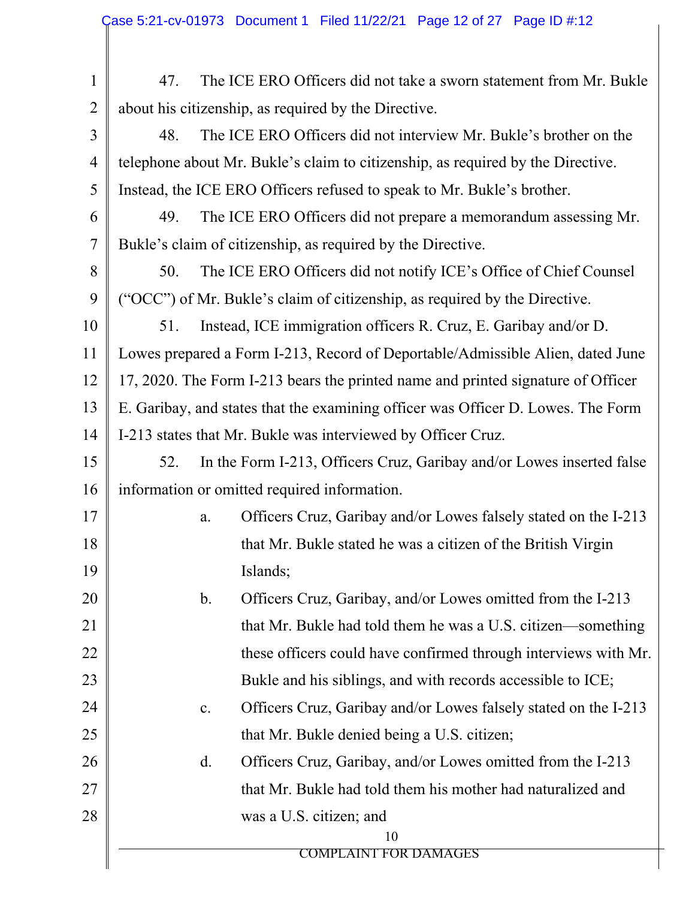47. The ICE ERO Officers did not take a sworn statement from Mr. Bukle about his citizenship, as required by the Directive.

48. The ICE ERO Officers did not interview Mr. Bukle's brother on the telephone about Mr. Bukle's claim to citizenship, as required by the Directive. Instead, the ICE ERO Officers refused to speak to Mr. Bukle's brother.

49. The ICE ERO Officers did not prepare a memorandum assessing Mr. Bukle's claim of citizenship, as required by the Directive.

50. The ICE ERO Officers did not notify ICE's Office of Chief Counsel ("OCC") of Mr. Bukle's claim of citizenship, as required by the Directive.

51. Instead, ICE immigration officers R. Cruz, E. Garibay and/or D. Lowes prepared a Form I-213, Record of Deportable/Admissible Alien, dated June 17, 2020. The Form I-213 bears the printed name and printed signature of Officer E. Garibay, and states that the examining officer was Officer D. Lowes. The Form I-213 states that Mr. Bukle was interviewed by Officer Cruz.

52. In the Form I-213, Officers Cruz, Garibay and/or Lowes inserted false information or omitted required information.

a. Officers Cruz, Garibay and/or Lowes falsely stated on the I-213 that Mr. Bukle stated he was a citizen of the British Virgin Islands;

b. Officers Cruz, Garibay, and/or Lowes omitted from the I-213 that Mr. Bukle had told them he was a U.S. citizen—something these officers could have confirmed through interviews with Mr. Bukle and his siblings, and with records accessible to ICE;

c. Officers Cruz, Garibay and/or Lowes falsely stated on the I-213 that Mr. Bukle denied being a U.S. citizen;

d. Officers Cruz, Garibay, and/or Lowes omitted from the I-213 that Mr. Bukle had told them his mother had naturalized and was a U.S. citizen; and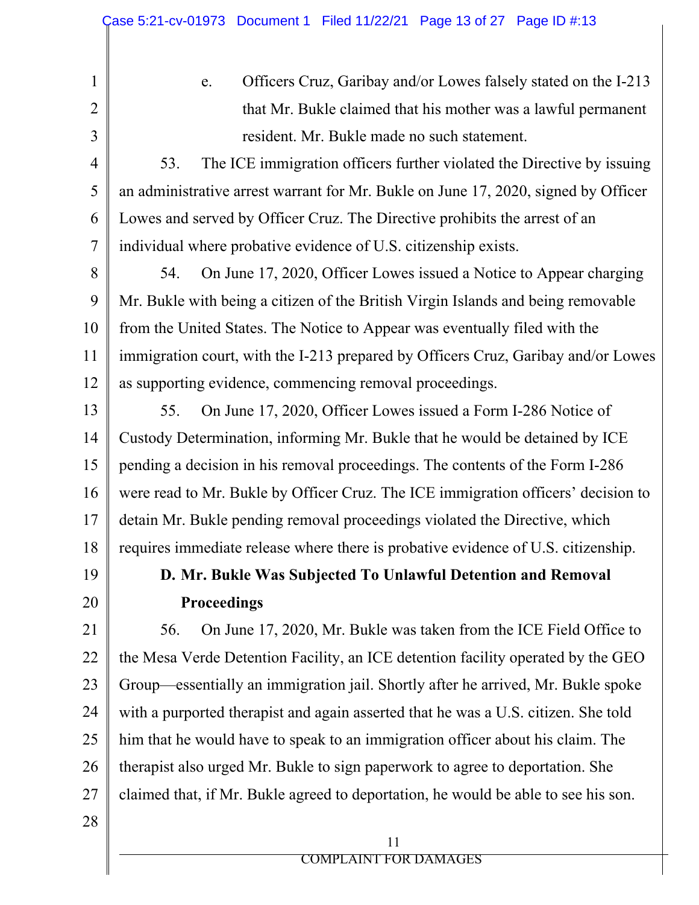e. Officers Cruz, Garibay and/or Lowes falsely stated on the I-213 that Mr. Bukle claimed that his mother was a lawful permanent resident. Mr. Bukle made no such statement.

53. The ICE immigration officers further violated the Directive by issuing an administrative arrest warrant for Mr. Bukle on June 17, 2020, signed by Officer Lowes and served by Officer Cruz. The Directive prohibits the arrest of an individual where probative evidence of U.S. citizenship exists.

54. On June 17, 2020, Officer Lowes issued a Notice to Appear charging Mr. Bukle with being a citizen of the British Virgin Islands and being removable from the United States. The Notice to Appear was eventually filed with the immigration court, with the I-213 prepared by Officers Cruz, Garibay and/or Lowes as supporting evidence, commencing removal proceedings.

55. On June 17, 2020, Officer Lowes issued a Form I-286 Notice of Custody Determination, informing Mr. Bukle that he would be detained by ICE pending a decision in his removal proceedings. The contents of the Form I-286 were read to Mr. Bukle by Officer Cruz. The ICE immigration officers' decision to detain Mr. Bukle pending removal proceedings violated the Directive, which requires immediate release where there is probative evidence of U.S. citizenship.

### D. Mr. Bukle Was Subjected To Unlawful Detention and Removal Proceedings

56. On June 17, 2020, Mr. Bukle was taken from the ICE Field Office to the Mesa Verde Detention Facility, an ICE detention facility operated by the GEO Group—essentially an immigration jail. Shortly after he arrived, Mr. Bukle spoke with a purported therapist and again asserted that he was a U.S. citizen. She told him that he would have to speak to an immigration officer about his claim. The therapist also urged Mr. Bukle to sign paperwork to agree to deportation. She claimed that, if Mr. Bukle agreed to deportation, he would be able to see his son.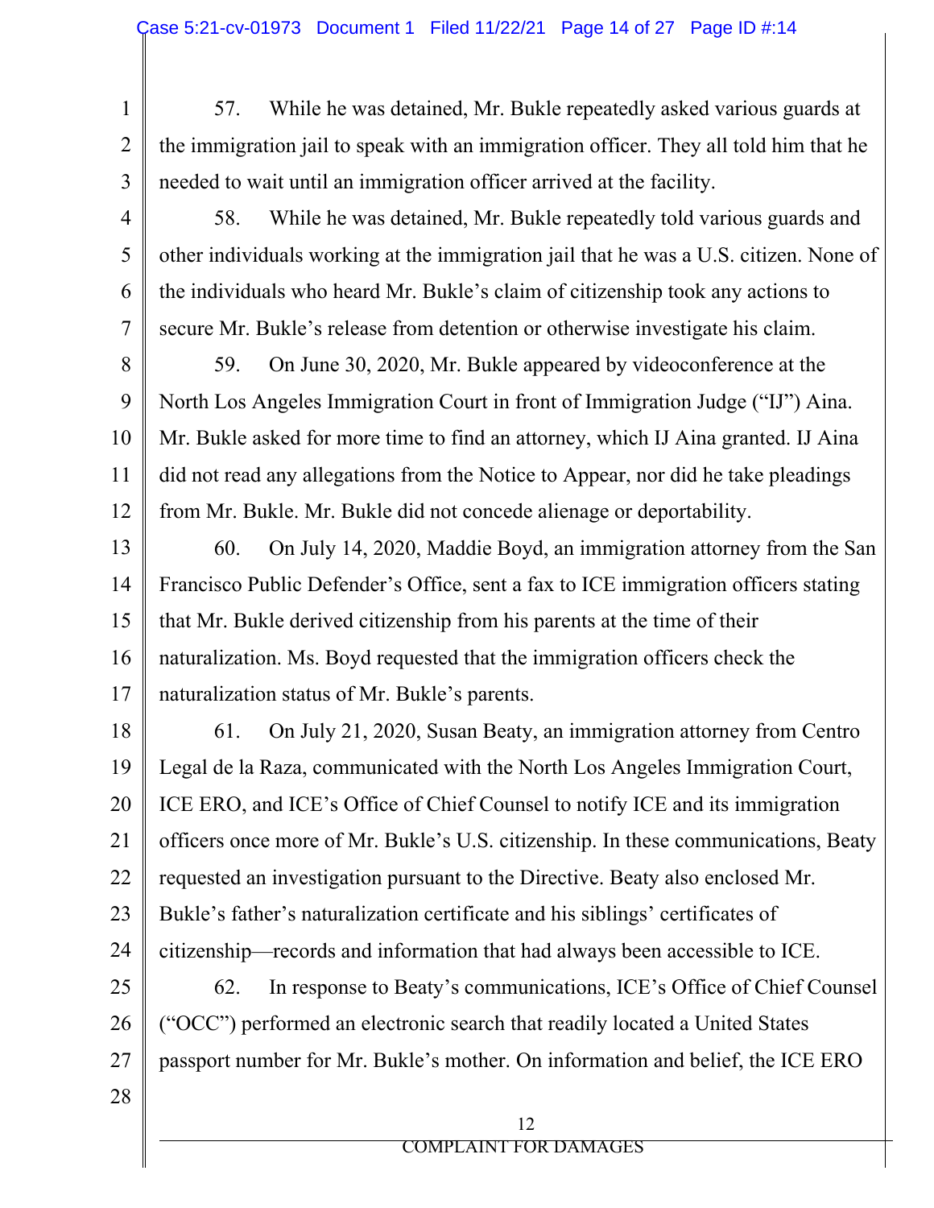57. While he was detained, Mr. Bukle repeatedly asked various guards at the immigration jail to speak with an immigration officer. They all told him that he needed to wait until an immigration officer arrived at the facility.

58. While he was detained, Mr. Bukle repeatedly told various guards and other individuals working at the immigration jail that he was a U.S. citizen. None of the individuals who heard Mr. Bukle's claim of citizenship took any actions to secure Mr. Bukle's release from detention or otherwise investigate his claim.

59. On June 30, 2020, Mr. Bukle appeared by videoconference at the North Los Angeles Immigration Court in front of Immigration Judge ("IJ") Aina. Mr. Bukle asked for more time to find an attorney, which IJ Aina granted. IJ Aina did not read any allegations from the Notice to Appear, nor did he take pleadings from Mr. Bukle. Mr. Bukle did not concede alienage or deportability.

60. On July 14, 2020, Maddie Boyd, an immigration attorney from the San Francisco Public Defender's Office, sent a fax to ICE immigration officers stating that Mr. Bukle derived citizenship from his parents at the time of their naturalization. Ms. Boyd requested that the immigration officers check the naturalization status of Mr. Bukle's parents.

61. On July 21, 2020, Susan Beaty, an immigration attorney from Centro Legal de la Raza, communicated with the North Los Angeles Immigration Court, ICE ERO, and ICE's Office of Chief Counsel to notify ICE and its immigration officers once more of Mr. Bukle's U.S. citizenship. In these communications, Beaty requested an investigation pursuant to the Directive. Beaty also enclosed Mr. Bukle's father's naturalization certificate and his siblings' certificates of citizenship—records and information that had always been accessible to ICE.

62. In response to Beaty's communications, ICE's Office of Chief Counsel ("OCC") performed an electronic search that readily located a United States passport number for Mr. Bukle's mother. On information and belief, the ICE ERO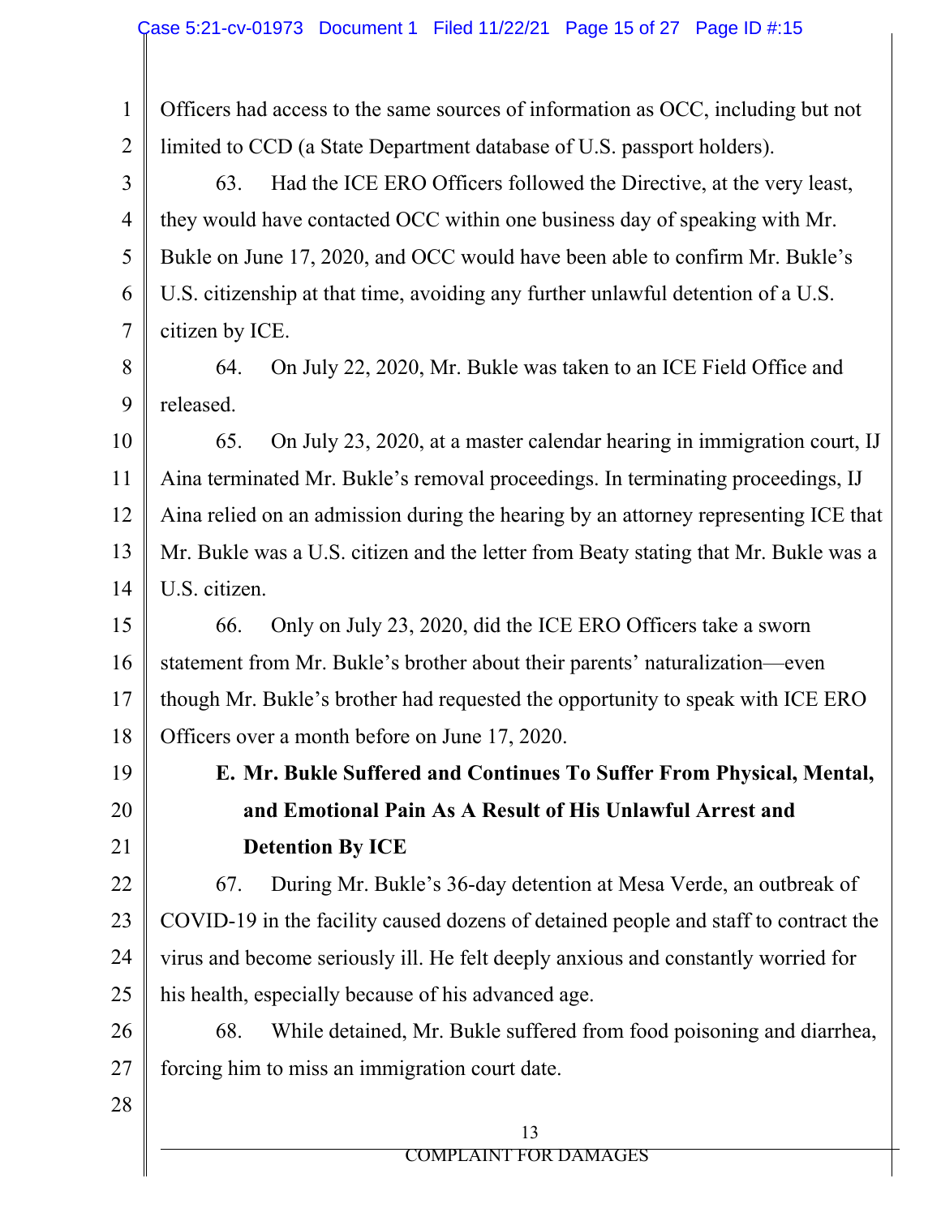Officers had access to the same sources of information as OCC, including but not limited to CCD (a State Department database of U.S. passport holders).

63. Had the ICE ERO Officers followed the Directive, at the very least, they would have contacted OCC within one business day of speaking with Mr. Bukle on June 17, 2020, and OCC would have been able to confirm Mr. Bukle's U.S. citizenship at that time, avoiding any further unlawful detention of a U.S. citizen by ICE.

64. On July 22, 2020, Mr. Bukle was taken to an ICE Field Office and released.

65. On July 23, 2020, at a master calendar hearing in immigration court, IJ Aina terminated Mr. Bukle's removal proceedings. In terminating proceedings, IJ Aina relied on an admission during the hearing by an attorney representing ICE that Mr. Bukle was a U.S. citizen and the letter from Beaty stating that Mr. Bukle was a U.S. citizen.

66. Only on July 23, 2020, did the ICE ERO Officers take a sworn statement from Mr. Bukle's brother about their parents' naturalization—even though Mr. Bukle's brother had requested the opportunity to speak with ICE ERO Officers over a month before on June 17, 2020.

### E. Mr. Bukle Suffered and Continues To Suffer From Physical, Mental, and Emotional Pain As A Result of His Unlawful Arrest and Detention By ICE

67. During Mr. Bukle's 36-day detention at Mesa Verde, an outbreak of COVID-19 in the facility caused dozens of detained people and staff to contract the virus and become seriously ill. He felt deeply anxious and constantly worried for his health, especially because of his advanced age.

68. While detained, Mr. Bukle suffered from food poisoning and diarrhea, forcing him to miss an immigration court date.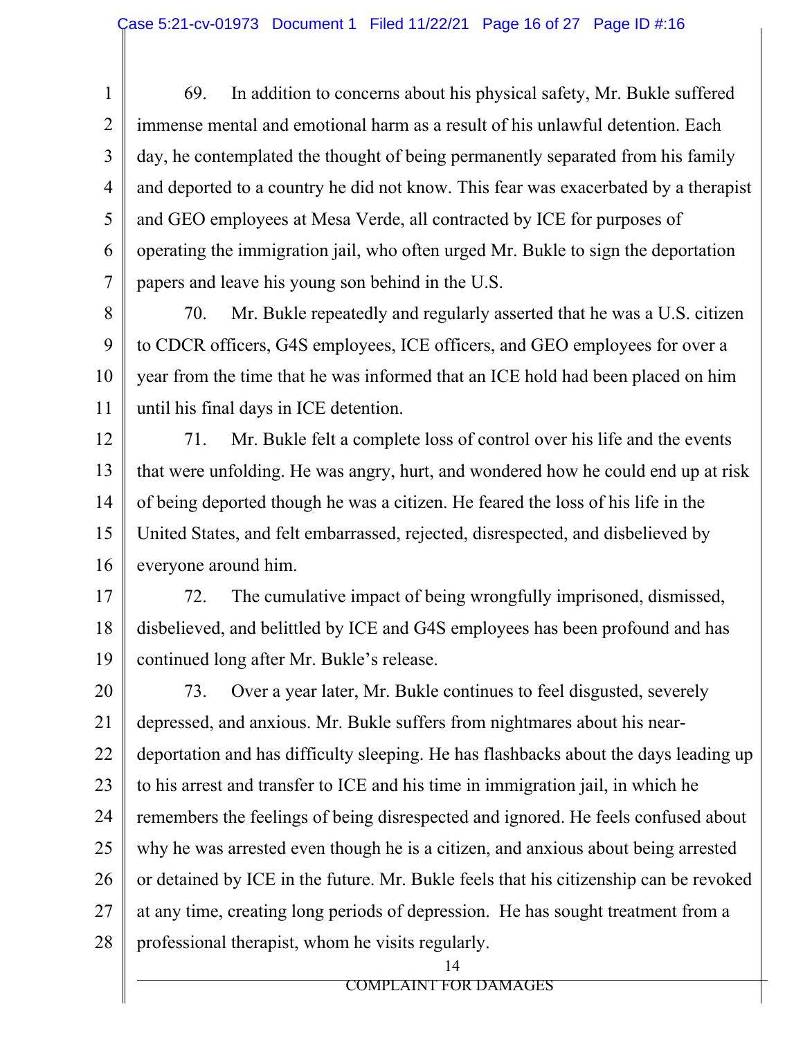69. In addition to concerns about his physical safety, Mr. Bukle suffered immense mental and emotional harm as a result of his unlawful detention. Each day, he contemplated the thought of being permanently separated from his family and deported to a country he did not know. This fear was exacerbated by a therapist and GEO employees at Mesa Verde, all contracted by ICE for purposes of operating the immigration jail, who often urged Mr. Bukle to sign the deportation papers and leave his young son behind in the U.S.

70. Mr. Bukle repeatedly and regularly asserted that he was a U.S. citizen to CDCR officers, G4S employees, ICE officers, and GEO employees for over a year from the time that he was informed that an ICE hold had been placed on him until his final days in ICE detention.

71. Mr. Bukle felt a complete loss of control over his life and the events that were unfolding. He was angry, hurt, and wondered how he could end up at risk of being deported though he was a citizen. He feared the loss of his life in the United States, and felt embarrassed, rejected, disrespected, and disbelieved by everyone around him.

72. The cumulative impact of being wrongfully imprisoned, dismissed, disbelieved, and belittled by ICE and G4S employees has been profound and has continued long after Mr. Bukle's release.

73. Over a year later, Mr. Bukle continues to feel disgusted, severely depressed, and anxious. Mr. Bukle suffers from nightmares about his near-deportation and has difficulty sleeping. He has flashbacks about the days leading up to his arrest and transfer to ICE and his time in immigration jail, in which he remembers the feelings of being disrespected and ignored. He feels confused about why he was arrested even though he is a citizen, and anxious about being arrested or detained by ICE in the future. Mr. Bukle feels that his citizenship can be revoked at any time, creating long periods of depression. He has sought treatment from a professional therapist, whom he visits regularly.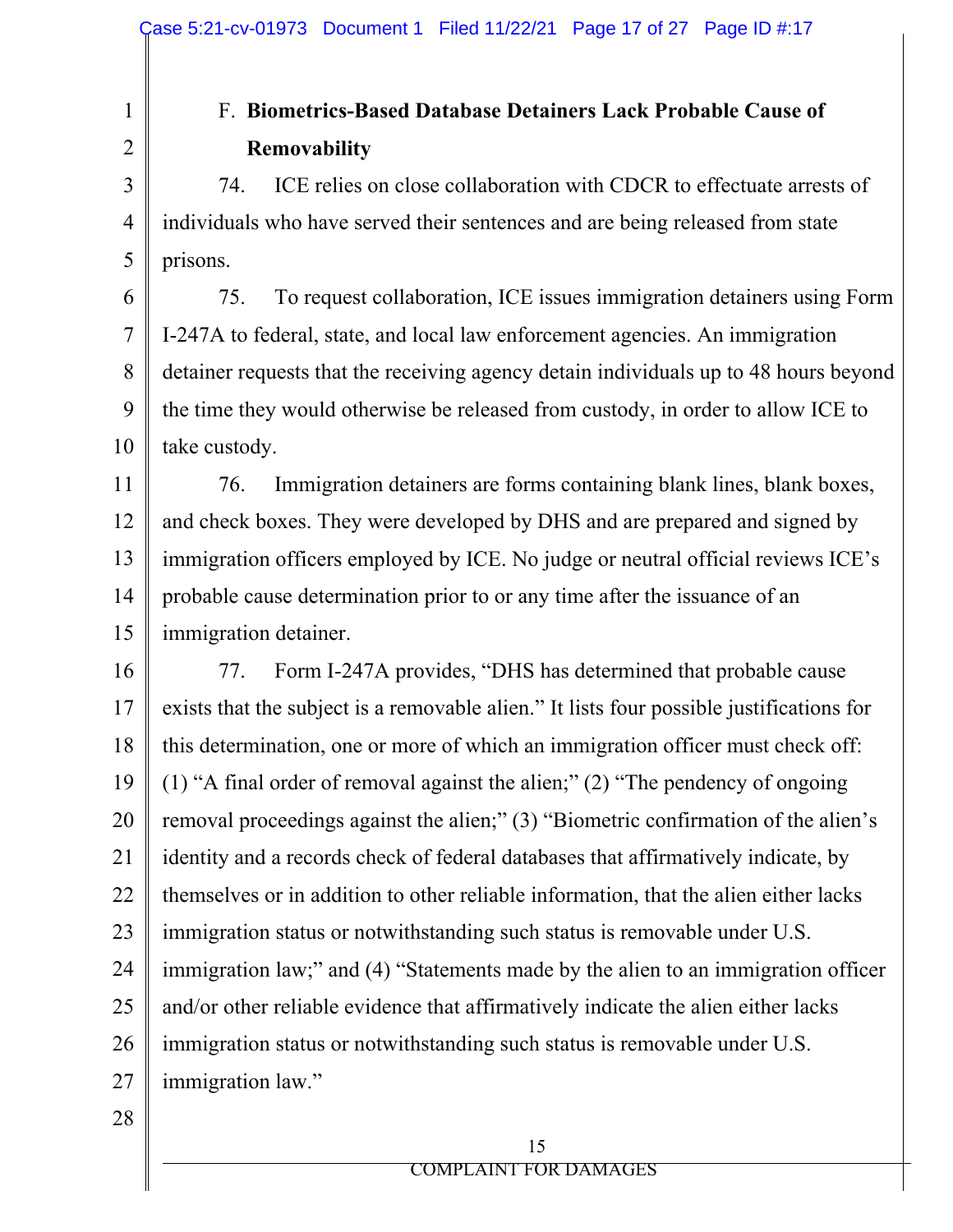### F. **Biometrics-Based Database Detainers Lack Probable Cause of Removability**

74. ICE relies on close collaboration with CDCR to effectuate arrests of individuals who have served their sentences and are being released from state prisons.

75. To request collaboration, ICE issues immigration detainers using Form I-247A to federal, state, and local law enforcement agencies. An immigration detainer requests that the receiving agency detain individuals up to 48 hours beyond the time they would otherwise be released from custody, in order to allow ICE to take custody.

76. Immigration detainers are forms containing blank lines, blank boxes, and check boxes. They were developed by DHS and are prepared and signed by immigration officers employed by ICE. No judge or neutral official reviews ICE's probable cause determination prior to or any time after the issuance of an immigration detainer.

77. Form I-247A provides, "DHS has determined that probable cause exists that the subject is a removable alien." It lists four possible justifications for this determination, one or more of which an immigration officer must check off: (1) "A final order of removal against the alien;" (2) "The pendency of ongoing removal proceedings against the alien;" (3) "Biometric confirmation of the alien's identity and a records check of federal databases that affirmatively indicate, by themselves or in addition to other reliable information, that the alien either lacks immigration status or notwithstanding such status is removable under U.S. immigration law;" and (4) "Statements made by the alien to an immigration officer and/or other reliable evidence that affirmatively indicate the alien either lacks immigration status or notwithstanding such status is removable under U.S. immigration law."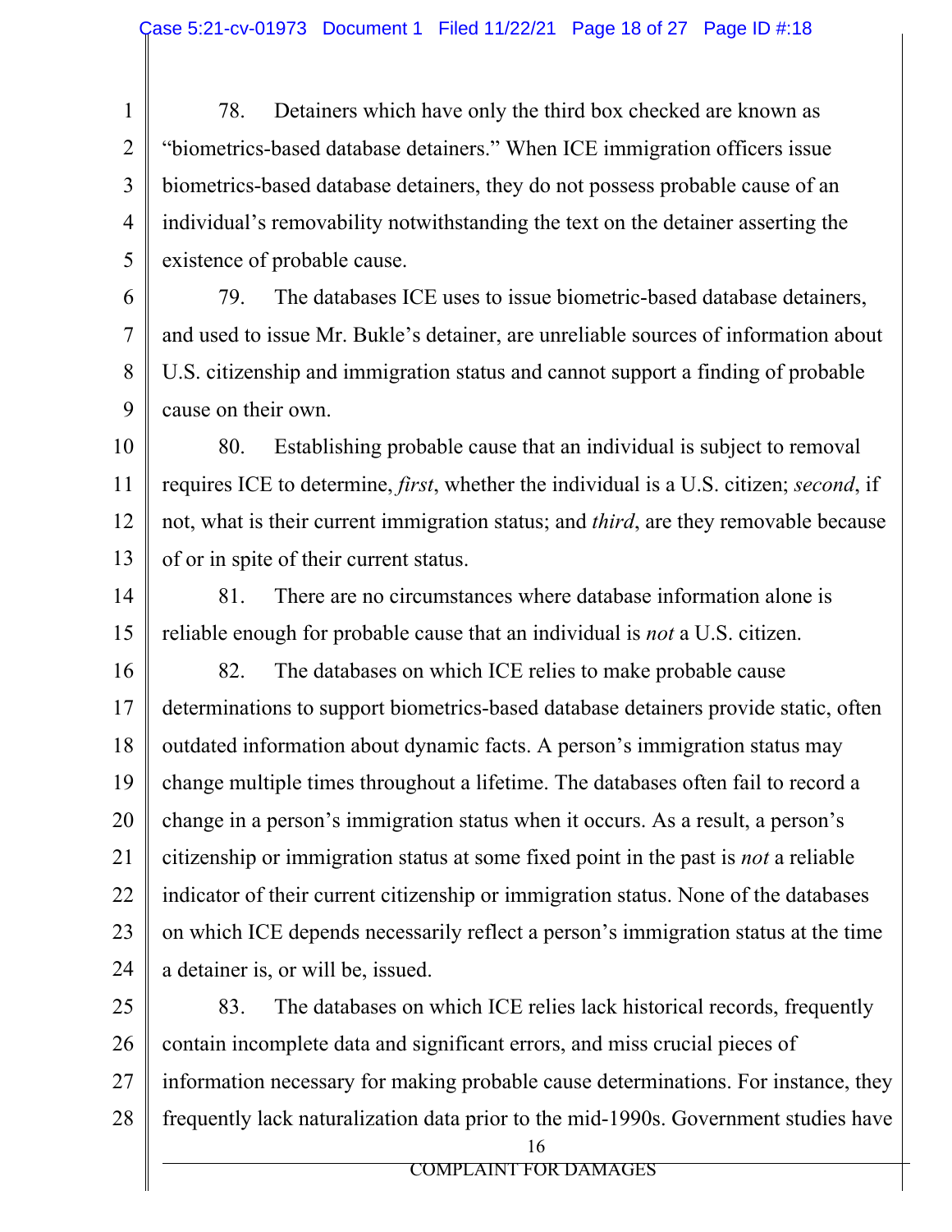78. Detainers which have only the third box checked are known as "biometrics-based database detainers." When ICE immigration officers issue biometrics-based database detainers, they do not possess probable cause of an individual's removability notwithstanding the text on the detainer asserting the existence of probable cause.

79. The databases ICE uses to issue biometric-based database detainers, and used to issue Mr. Bukle's detainer, are unreliable sources of information about U.S. citizenship and immigration status and cannot support a finding of probable cause on their own.

80. Establishing probable cause that an individual is subject to removal requires ICE to determine, *first*, whether the individual is a U.S. citizen; *second*, if not, what is their current immigration status; and *third*, are they removable because of or in spite of their current status.

81. There are no circumstances where database information alone is reliable enough for probable cause that an individual is *not* a U.S. citizen.

82. The databases on which ICE relies to make probable cause determinations to support biometrics-based database detainers provide static, often outdated information about dynamic facts. A person's immigration status may change multiple times throughout a lifetime. The databases often fail to record a change in a person's immigration status when it occurs. As a result, a person's citizenship or immigration status at some fixed point in the past is *not* a reliable indicator of their current citizenship or immigration status. None of the databases on which ICE depends necessarily reflect a person's immigration status at the time a detainer is, or will be, issued.

83. The databases on which ICE relies lack historical records, frequently contain incomplete data and significant errors, and miss crucial pieces of information necessary for making probable cause determinations. For instance, they frequently lack naturalization data prior to the mid-1990s. Government studies have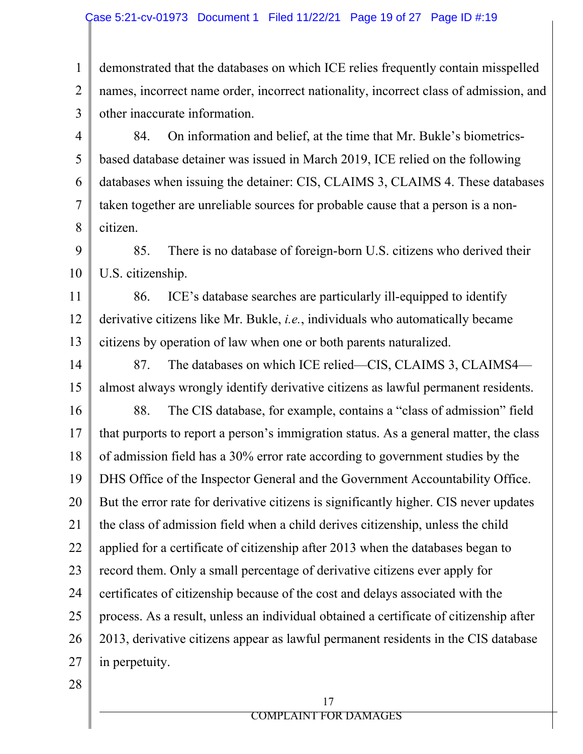demonstrated that the databases on which ICE relies frequently contain misspelled names, incorrect name order, incorrect nationality, incorrect class of admission, and other inaccurate information.

84. On information and belief, at the time that Mr. Bukle's biometrics-based database detainer was issued in March 2019, ICE relied on the following databases when issuing the detainer: CIS, CLAIMS 3, CLAIMS 4. These databases taken together are unreliable sources for probable cause that a person is a non-citizen.

85. There is no database of foreign-born U.S. citizens who derived their U.S. citizenship.

86. ICE's database searches are particularly ill-equipped to identify derivative citizens like Mr. Bukle, *i.e.*, individuals who automatically became citizens by operation of law when one or both parents naturalized.

87. The databases on which ICE relied—CIS, CLAIMS 3, CLAIMS4—almost always wrongly identify derivative citizens as lawful permanent residents.

88. The CIS database, for example, contains a "class of admission" field that purports to report a person's immigration status. As a general matter, the class of admission field has a 30% error rate according to government studies by the DHS Office of the Inspector General and the Government Accountability Office. But the error rate for derivative citizens is significantly higher. CIS never updates the class of admission field when a child derives citizenship, unless the child applied for a certificate of citizenship after 2013 when the databases began to record them. Only a small percentage of derivative citizens ever apply for certificates of citizenship because of the cost and delays associated with the process. As a result, unless an individual obtained a certificate of citizenship after 2013, derivative citizens appear as lawful permanent residents in the CIS database in perpetuity.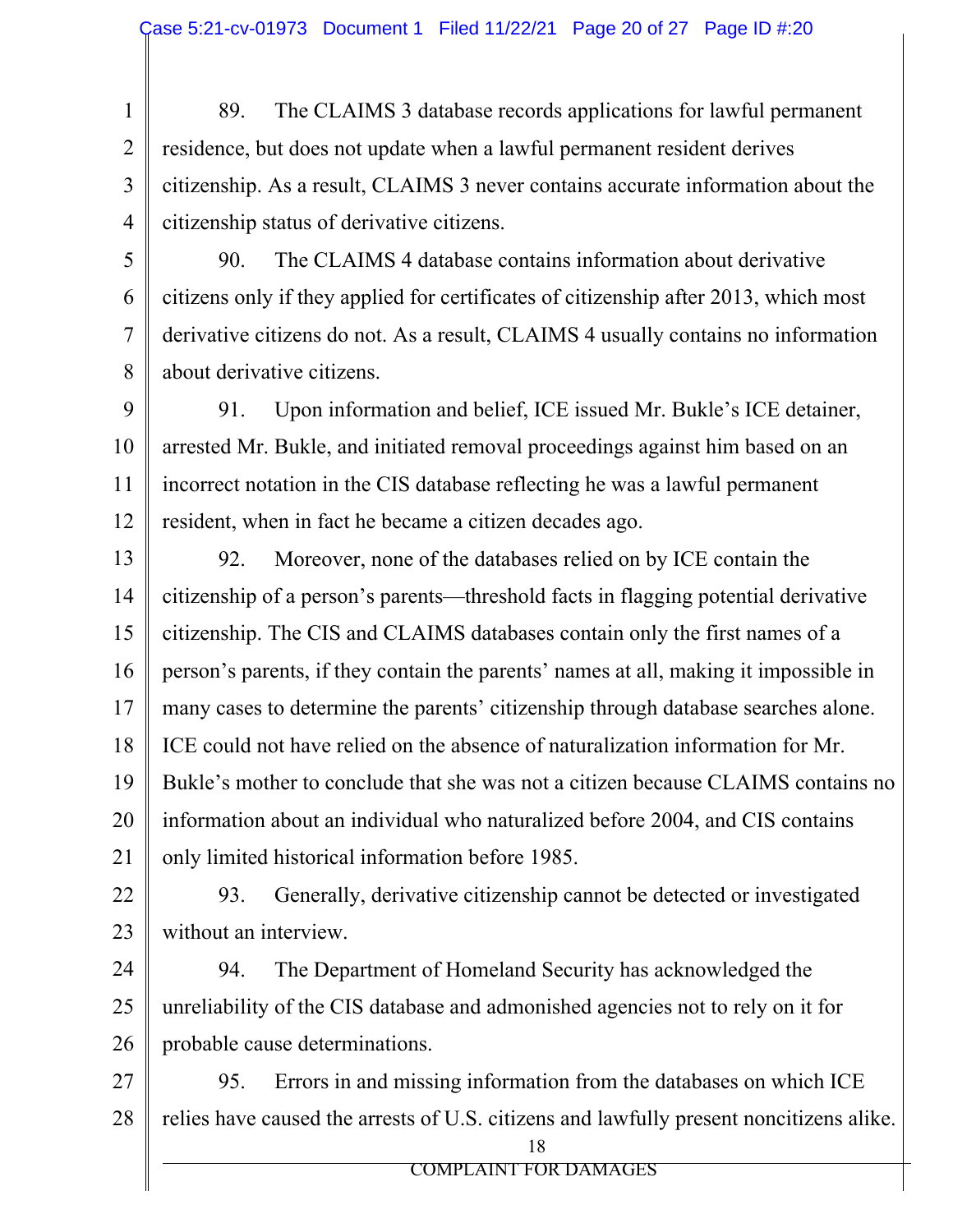89. The CLAIMS 3 database records applications for lawful permanent residence, but does not update when a lawful permanent resident derives citizenship. As a result, CLAIMS 3 never contains accurate information about the citizenship status of derivative citizens.

90. The CLAIMS 4 database contains information about derivative citizens only if they applied for certificates of citizenship after 2013, which most derivative citizens do not. As a result, CLAIMS 4 usually contains no information about derivative citizens.

91. Upon information and belief, ICE issued Mr. Bukle's ICE detainer, arrested Mr. Bukle, and initiated removal proceedings against him based on an incorrect notation in the CIS database reflecting he was a lawful permanent resident, when in fact he became a citizen decades ago.

92. Moreover, none of the databases relied on by ICE contain the citizenship of a person's parents—threshold facts in flagging potential derivative citizenship. The CIS and CLAIMS databases contain only the first names of a person's parents, if they contain the parents' names at all, making it impossible in many cases to determine the parents' citizenship through database searches alone. ICE could not have relied on the absence of naturalization information for Mr. Bukle's mother to conclude that she was not a citizen because CLAIMS contains no information about an individual who naturalized before 2004, and CIS contains only limited historical information before 1985.

93. Generally, derivative citizenship cannot be detected or investigated without an interview.

94. The Department of Homeland Security has acknowledged the unreliability of the CIS database and admonished agencies not to rely on it for probable cause determinations.

95. Errors in and missing information from the databases on which ICE relies have caused the arrests of U.S. citizens and lawfully present noncitizens alike.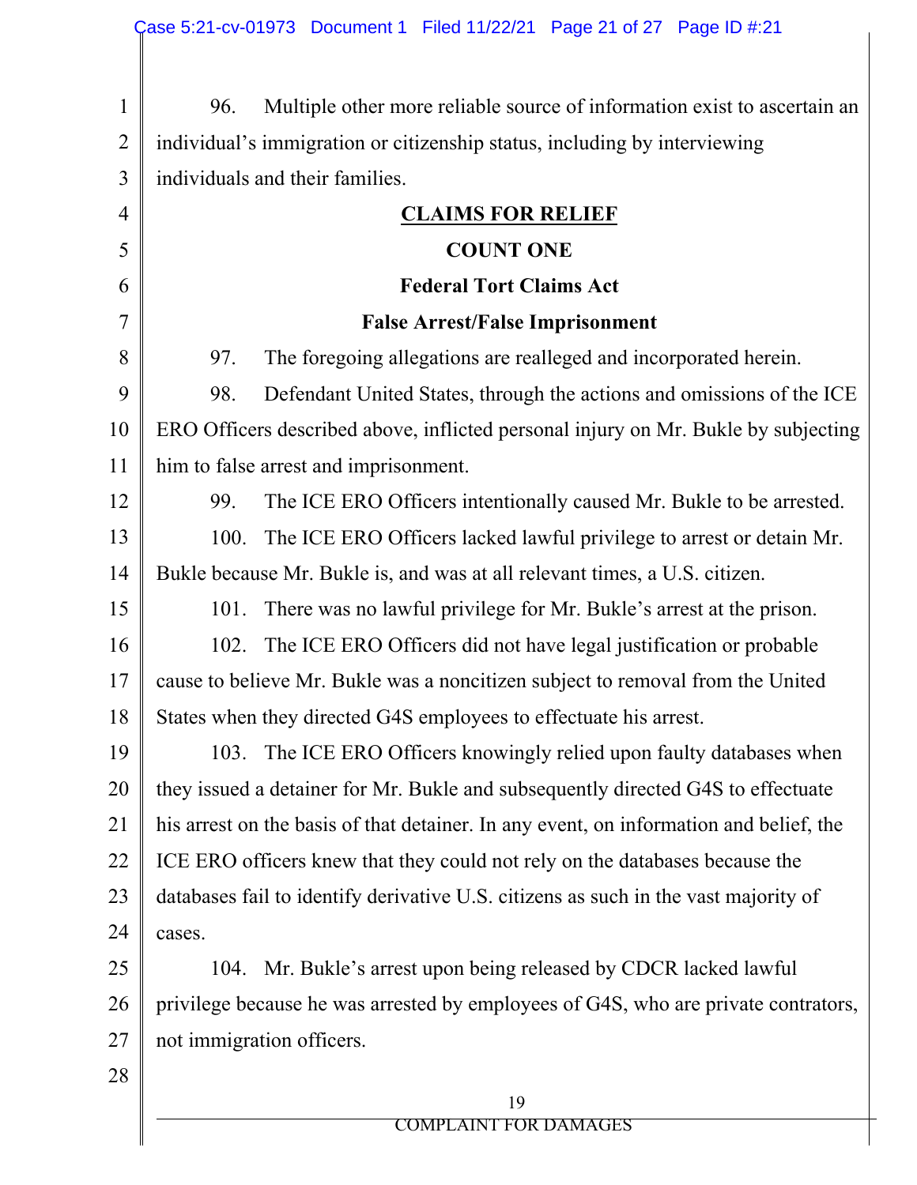96. Multiple other more reliable source of information exist to ascertain an individual's immigration or citizenship status, including by interviewing individuals and their families.

**CLAIMS FOR RELIEF**

**COUNT ONE**

**Federal Tort Claims Act**

**False Arrest/False Imprisonment**

97. The foregoing allegations are realleged and incorporated herein.

98. Defendant United States, through the actions and omissions of the ICE ERO Officers described above, inflicted personal injury on Mr. Bukle by subjecting him to false arrest and imprisonment.

99. The ICE ERO Officers intentionally caused Mr. Bukle to be arrested.

100. The ICE ERO Officers lacked lawful privilege to arrest or detain Mr. Bukle because Mr. Bukle is, and was at all relevant times, a U.S. citizen.

101. There was no lawful privilege for Mr. Bukle's arrest at the prison.

102. The ICE ERO Officers did not have legal justification or probable cause to believe Mr. Bukle was a noncitizen subject to removal from the United States when they directed G4S employees to effectuate his arrest.

103. The ICE ERO Officers knowingly relied upon faulty databases when they issued a detainer for Mr. Bukle and subsequently directed G4S to effectuate his arrest on the basis of that detainer. In any event, on information and belief, the ICE ERO officers knew that they could not rely on the databases because the databases fail to identify derivative U.S. citizens as such in the vast majority of cases.

104. Mr. Bukle's arrest upon being released by CDCR lacked lawful privilege because he was arrested by employees of G4S, who are private contrators, not immigration officers.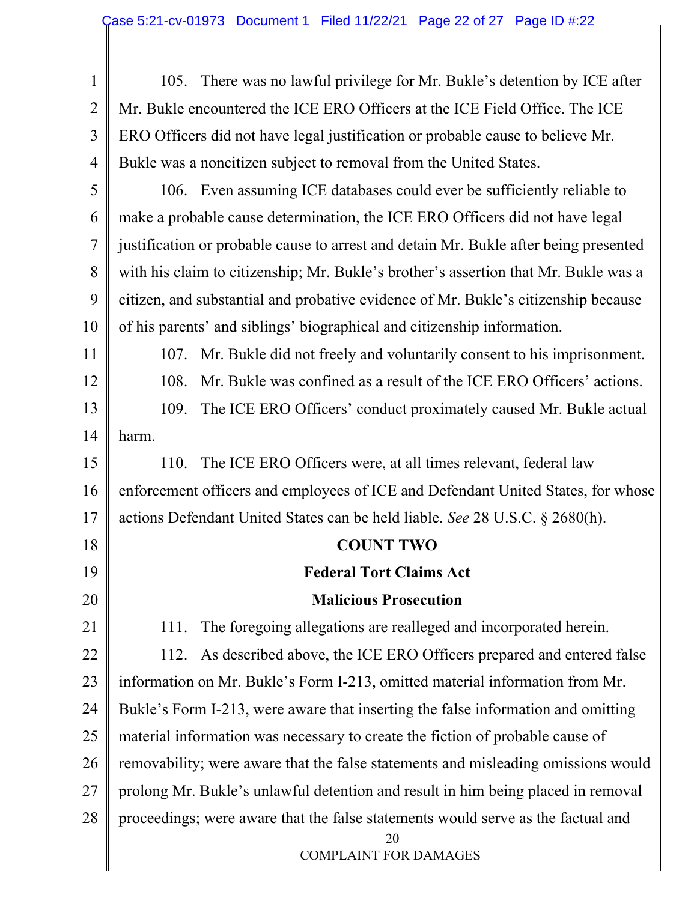105. There was no lawful privilege for Mr. Bukle's detention by ICE after Mr. Bukle encountered the ICE ERO Officers at the ICE Field Office. The ICE ERO Officers did not have legal justification or probable cause to believe Mr. Bukle was a noncitizen subject to removal from the United States.

106. Even assuming ICE databases could ever be sufficiently reliable to make a probable cause determination, the ICE ERO Officers did not have legal justification or probable cause to arrest and detain Mr. Bukle after being presented with his claim to citizenship; Mr. Bukle's brother's assertion that Mr. Bukle was a citizen, and substantial and probative evidence of Mr. Bukle's citizenship because of his parents' and siblings' biographical and citizenship information.

107. Mr. Bukle did not freely and voluntarily consent to his imprisonment.

108. Mr. Bukle was confined as a result of the ICE ERO Officers' actions.

109. The ICE ERO Officers' conduct proximately caused Mr. Bukle actual harm.

110. The ICE ERO Officers were, at all times relevant, federal law enforcement officers and employees of ICE and Defendant United States, for whose actions Defendant United States can be held liable. *See* 28 U.S.C. § 2680(h).

**COUNT TWO**

**Federal Tort Claims Act**

**Malicious Prosecution**

111. The foregoing allegations are realleged and incorporated herein.

112. As described above, the ICE ERO Officers prepared and entered false information on Mr. Bukle's Form I-213, omitted material information from Mr. Bukle's Form I-213, were aware that inserting the false information and omitting material information was necessary to create the fiction of probable cause of removability; were aware that the false statements and misleading omissions would prolong Mr. Bukle's unlawful detention and result in him being placed in removal proceedings; were aware that the false statements would serve as the factual and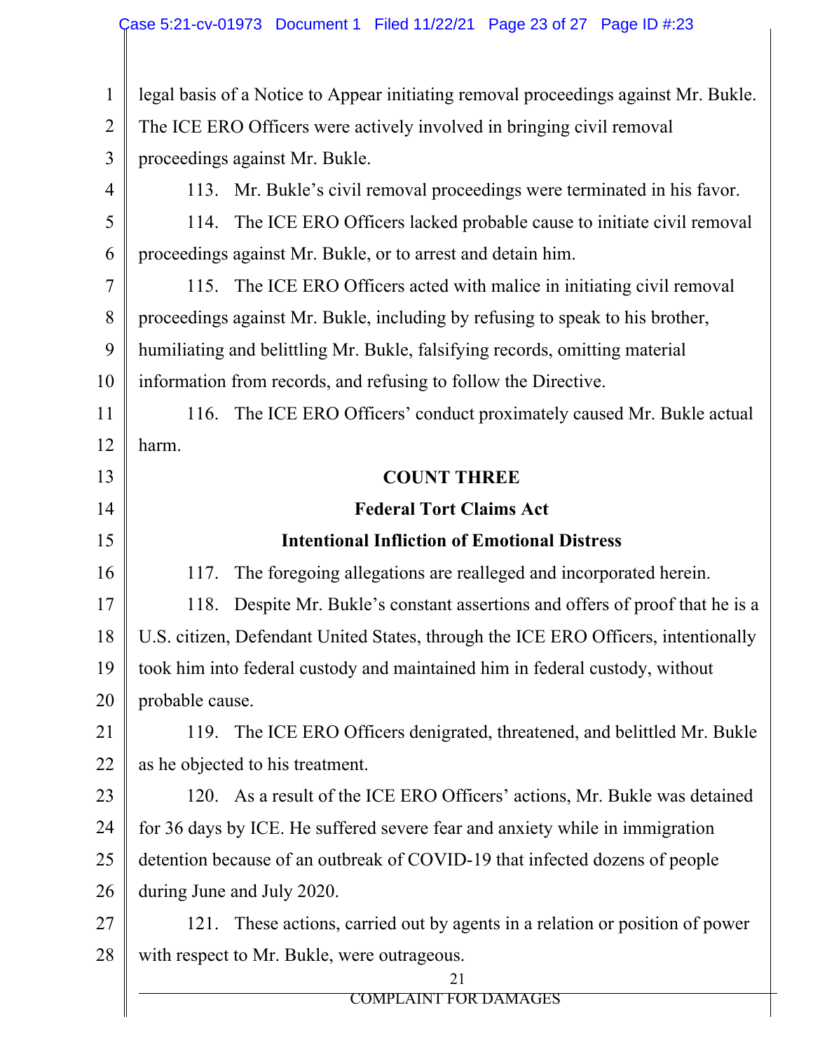legal basis of a Notice to Appear initiating removal proceedings against Mr. Bukle. The ICE ERO Officers were actively involved in bringing civil removal proceedings against Mr. Bukle.

113. Mr. Bukle's civil removal proceedings were terminated in his favor.

114. The ICE ERO Officers lacked probable cause to initiate civil removal proceedings against Mr. Bukle, or to arrest and detain him.

115. The ICE ERO Officers acted with malice in initiating civil removal proceedings against Mr. Bukle, including by refusing to speak to his brother, humiliating and belittling Mr. Bukle, falsifying records, omitting material information from records, and refusing to follow the Directive.

116. The ICE ERO Officers' conduct proximately caused Mr. Bukle actual harm.

**COUNT THREE**

**Federal Tort Claims Act**

**Intentional Infliction of Emotional Distress**

117. The foregoing allegations are realleged and incorporated herein.

118. Despite Mr. Bukle's constant assertions and offers of proof that he is a U.S. citizen, Defendant United States, through the ICE ERO Officers, intentionally took him into federal custody and maintained him in federal custody, without probable cause.

119. The ICE ERO Officers denigrated, threatened, and belittled Mr. Bukle as he objected to his treatment.

120. As a result of the ICE ERO Officers' actions, Mr. Bukle was detained for 36 days by ICE. He suffered severe fear and anxiety while in immigration detention because of an outbreak of COVID-19 that infected dozens of people during June and July 2020.

121. These actions, carried out by agents in a relation or position of power with respect to Mr. Bukle, were outrageous.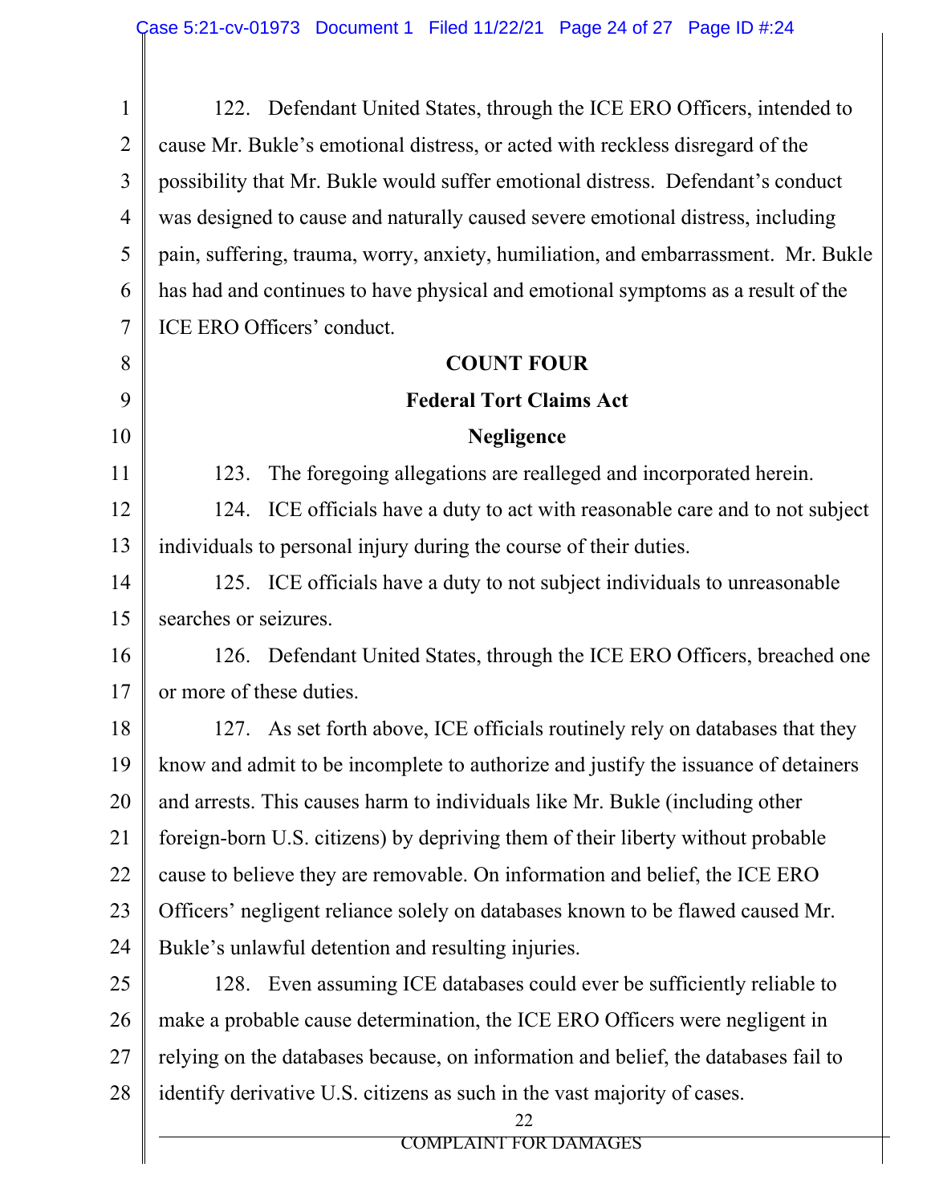122. Defendant United States, through the ICE ERO Officers, intended to cause Mr. Bukle's emotional distress, or acted with reckless disregard of the possibility that Mr. Bukle would suffer emotional distress. Defendant's conduct was designed to cause and naturally caused severe emotional distress, including pain, suffering, trauma, worry, anxiety, humiliation, and embarrassment. Mr. Bukle has had and continues to have physical and emotional symptoms as a result of the ICE ERO Officers' conduct.

**COUNT FOUR**

**Federal Tort Claims Act**

**Negligence**

123. The foregoing allegations are realleged and incorporated herein.

124. ICE officials have a duty to act with reasonable care and to not subject individuals to personal injury during the course of their duties.

125. ICE officials have a duty to not subject individuals to unreasonable searches or seizures.

126. Defendant United States, through the ICE ERO Officers, breached one or more of these duties.

127. As set forth above, ICE officials routinely rely on databases that they know and admit to be incomplete to authorize and justify the issuance of detainers and arrests. This causes harm to individuals like Mr. Bukle (including other foreign-born U.S. citizens) by depriving them of their liberty without probable cause to believe they are removable. On information and belief, the ICE ERO Officers' negligent reliance solely on databases known to be flawed caused Mr. Bukle's unlawful detention and resulting injuries.

128. Even assuming ICE databases could ever be sufficiently reliable to make a probable cause determination, the ICE ERO Officers were negligent in relying on the databases because, on information and belief, the databases fail to identify derivative U.S. citizens as such in the vast majority of cases.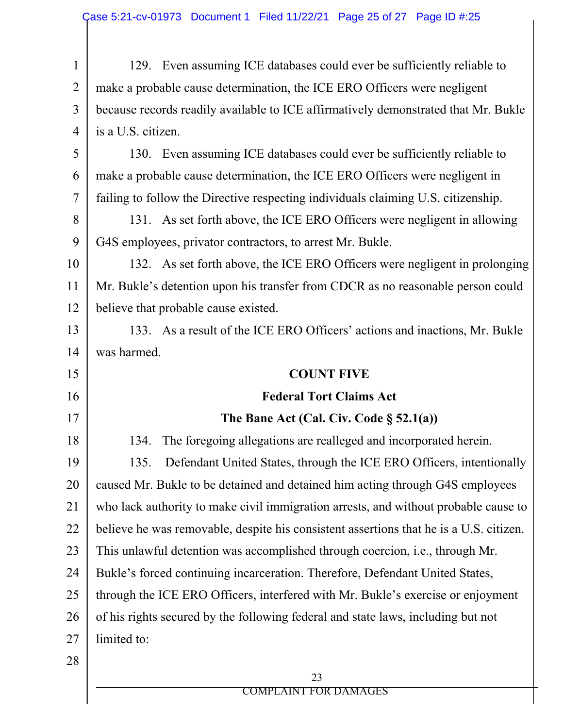129. Even assuming ICE databases could ever be sufficiently reliable to make a probable cause determination, the ICE ERO Officers were negligent because records readily available to ICE affirmatively demonstrated that Mr. Bukle is a U.S. citizen.

130. Even assuming ICE databases could ever be sufficiently reliable to make a probable cause determination, the ICE ERO Officers were negligent in failing to follow the Directive respecting individuals claiming U.S. citizenship.

131. As set forth above, the ICE ERO Officers were negligent in allowing G4S employees, privator contractors, to arrest Mr. Bukle.

132. As set forth above, the ICE ERO Officers were negligent in prolonging Mr. Bukle's detention upon his transfer from CDCR as no reasonable person could believe that probable cause existed.

133. As a result of the ICE ERO Officers' actions and inactions, Mr. Bukle was harmed.

**COUNT FIVE**

**Federal Tort Claims Act**

**The Bane Act (Cal. Civ. Code § 52.1(a))**

134. The foregoing allegations are realleged and incorporated herein.

135. Defendant United States, through the ICE ERO Officers, intentionally caused Mr. Bukle to be detained and detained him acting through G4S employees who lack authority to make civil immigration arrests, and without probable cause to believe he was removable, despite his consistent assertions that he is a U.S. citizen. This unlawful detention was accomplished through coercion, i.e., through Mr. Bukle's forced continuing incarceration. Therefore, Defendant United States, through the ICE ERO Officers, interfered with Mr. Bukle's exercise or enjoyment of his rights secured by the following federal and state laws, including but not limited to: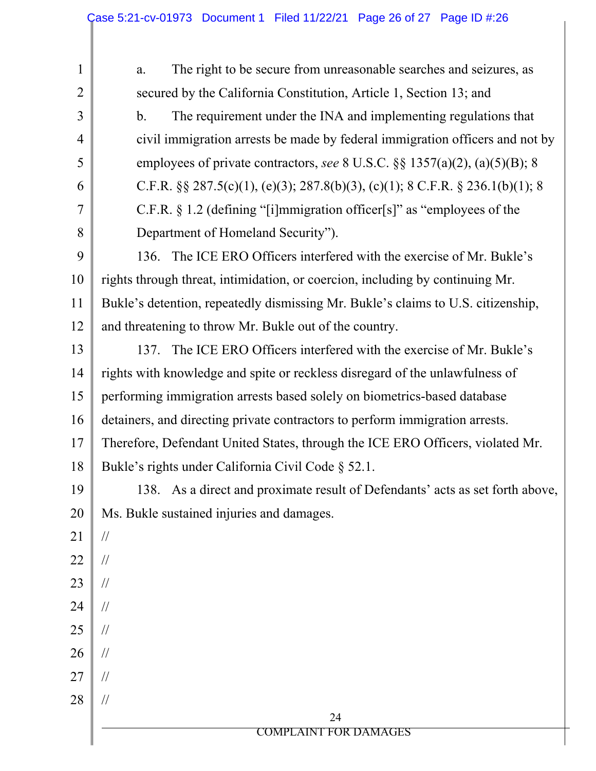a. The right to be secure from unreasonable searches and seizures, as secured by the California Constitution, Article 1, Section 13; and

b. The requirement under the INA and implementing regulations that civil immigration arrests be made by federal immigration officers and not by employees of private contractors, *see* 8 U.S.C. §§ 1357(a)(2), (a)(5)(B); 8 C.F.R. §§ 287.5(c)(1), (e)(3); 287.8(b)(3), (c)(1); 8 C.F.R. § 236.1(b)(1); 8 C.F.R. § 1.2 (defining "[i]mmigration officer[s]" as "employees of the Department of Homeland Security").

136. The ICE ERO Officers interfered with the exercise of Mr. Bukle's rights through threat, intimidation, or coercion, including by continuing Mr. Bukle's detention, repeatedly dismissing Mr. Bukle's claims to U.S. citizenship, and threatening to throw Mr. Bukle out of the country.

137. The ICE ERO Officers interfered with the exercise of Mr. Bukle's rights with knowledge and spite or reckless disregard of the unlawfulness of performing immigration arrests based solely on biometrics-based database detainers, and directing private contractors to perform immigration arrests. Therefore, Defendant United States, through the ICE ERO Officers, violated Mr. Bukle's rights under California Civil Code § 52.1.

138. As a direct and proximate result of Defendants' acts as set forth above, Ms. Bukle sustained injuries and damages.

//

//

//

//

//

//

//

//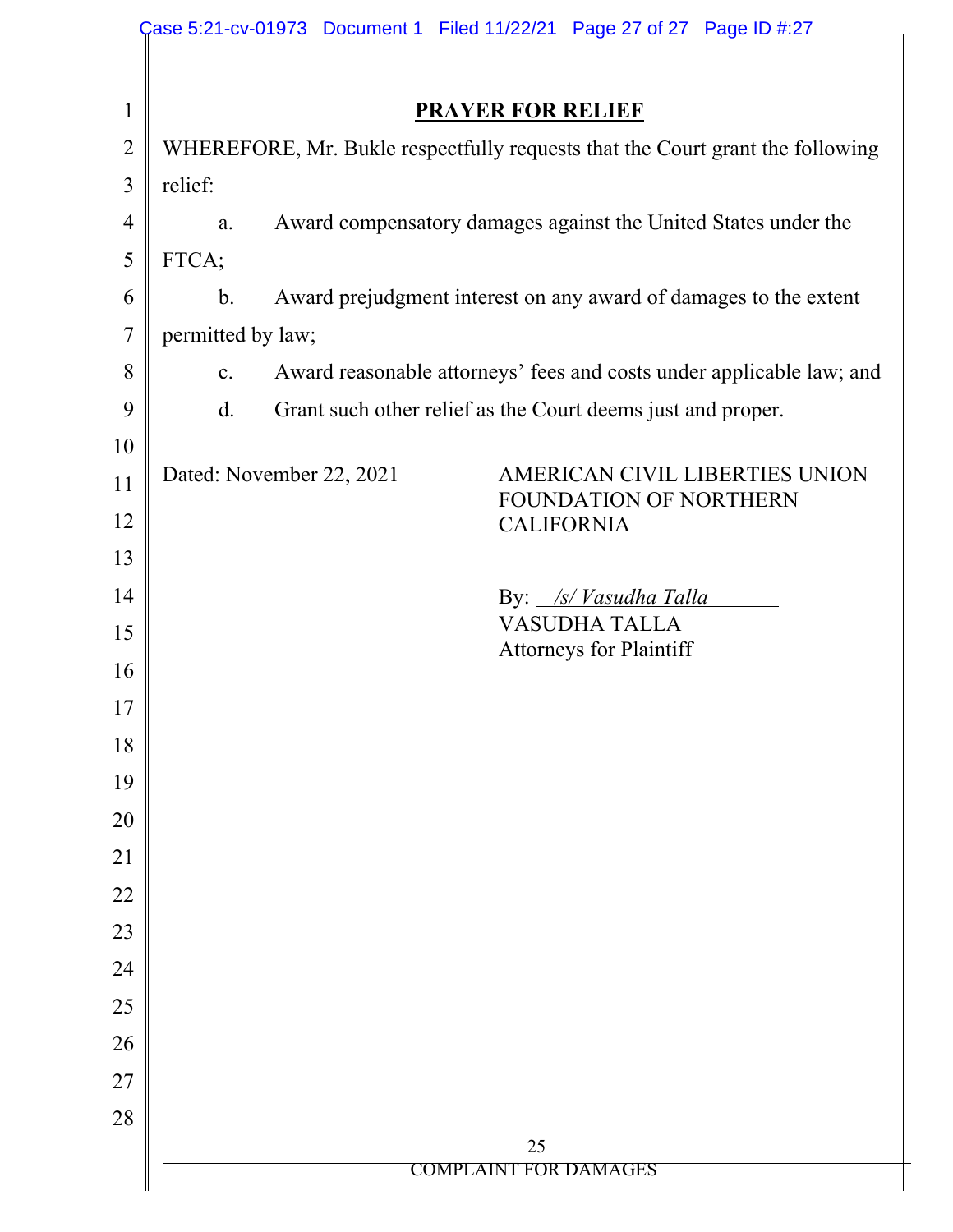## PRAYER FOR RELIEF

WHEREFORE, Mr. Bukle respectfully requests that the Court grant the following relief:

a. Award compensatory damages against the United States under the FTCA;

b. Award prejudgment interest on any award of damages to the extent permitted by law;

c. Award reasonable attorneys' fees and costs under applicable law; and

d. Grant such other relief as the Court deems just and proper.

Dated: November 22, 2021

AMERICAN CIVIL LIBERTIES UNION FOUNDATION OF NORTHERN CALIFORNIA

By: */s/ Vasudha Talla*
VASUDHA TALLA
Attorneys for Plaintiff

COMPLAINT FOR DAMAGES